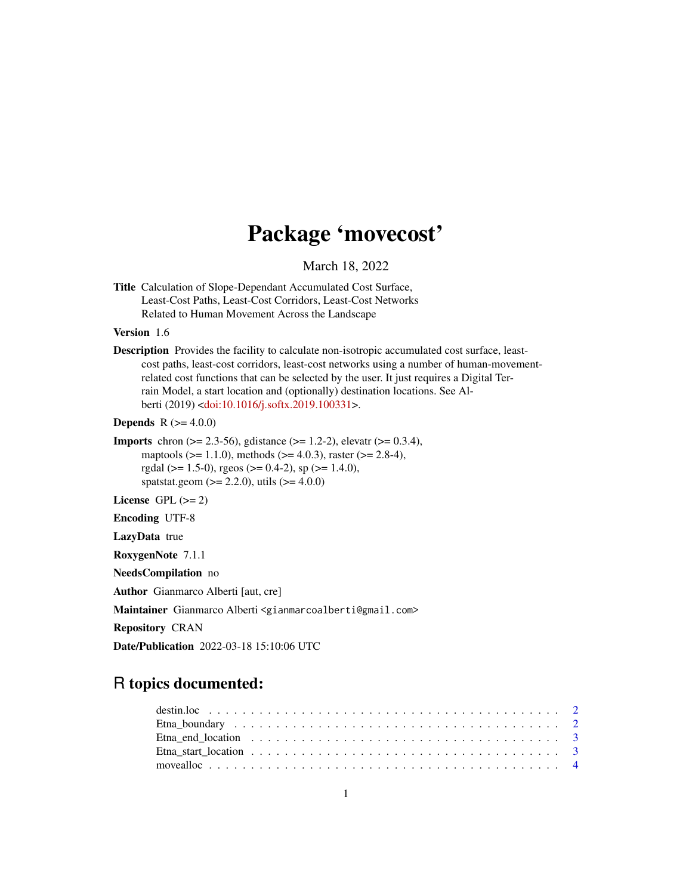# Package 'movecost'

March 18, 2022

**Title** Calculation of Slope-Dependant Accumulated Cost Surface, Least-Cost Paths, Least-Cost Corridors, Least-Cost Networks Related to Human Movement Across the Landscape

**Version** 1.6

**Description** Provides the facility to calculate non-isotropic accumulated cost surface, least-cost paths, least-cost corridors, least-cost networks using a number of human-movement-related cost functions that can be selected by the user. It just requires a Digital Terrain Model, a start location and (optionally) destination locations. See Alberti (2019) <doi:10.1016/j.softx.2019.100331>.

**Depends** R (>= 4.0.0)

**Imports** chron (>= 2.3-56), gdistance (>= 1.2-2), elevatr (>= 0.3.4), maptools (>= 1.1.0), methods (>= 4.0.3), raster (>= 2.8-4), rgdal (>= 1.5-0), rgeos (>= 0.4-2), sp (>= 1.4.0), spatstat.geom (>= 2.2.0), utils (>= 4.0.0)

**License** GPL (>= 2)

**Encoding** UTF-8

**LazyData** true

**RoxygenNote** 7.1.1

**NeedsCompilation** no

**Author** Gianmarco Alberti [aut, cre]

**Maintainer** Gianmarco Alberti <gianmarcoalberti@gmail.com>

**Repository** CRAN

**Date/Publication** 2022-03-18 15:10:06 UTC

## R topics documented:

- destin.loc . . . . . . . . . . . . . . . . . . . . . . . . . . . . . . . . . . . . . . . . . 2
- Etna_boundary . . . . . . . . . . . . . . . . . . . . . . . . . . . . . . . . . . . . . . 2
- Etna_end_location . . . . . . . . . . . . . . . . . . . . . . . . . . . . . . . . . . . . 3
- Etna_start_location . . . . . . . . . . . . . . . . . . . . . . . . . . . . . . . . . . . . 3
- movealloc . . . . . . . . . . . . . . . . . . . . . . . . . . . . . . . . . . . . . . . . . 4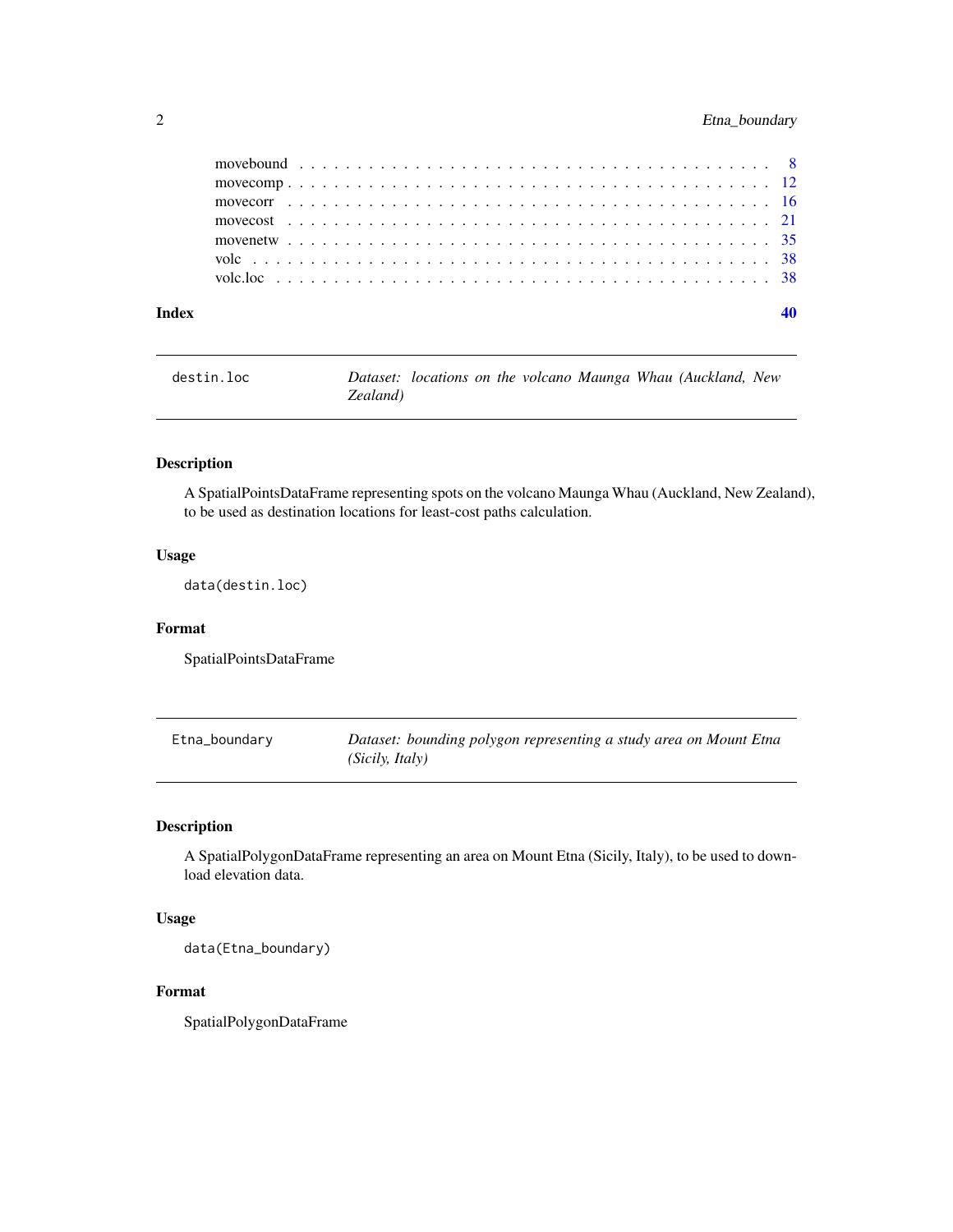movebound . . . . . . . . . . . . . . . . . . . . . . . . . . . . . . . . . . . . . . . . 8
movecomp . . . . . . . . . . . . . . . . . . . . . . . . . . . . . . . . . . . . . . . . 12
movecorr . . . . . . . . . . . . . . . . . . . . . . . . . . . . . . . . . . . . . . . . 16
movecost . . . . . . . . . . . . . . . . . . . . . . . . . . . . . . . . . . . . . . . . 21
movenetw . . . . . . . . . . . . . . . . . . . . . . . . . . . . . . . . . . . . . . . . 35
volc . . . . . . . . . . . . . . . . . . . . . . . . . . . . . . . . . . . . . . . . 38
volc.loc . . . . . . . . . . . . . . . . . . . . . . . . . . . . . . . . . . . . . . . . 38

**Index** **40**

---

`destin.loc` *Dataset: locations on the volcano Maunga Whau (Auckland, New Zealand)*

---

### Description

A SpatialPointsDataFrame representing spots on the volcano Maunga Whau (Auckland, New Zealand), to be used as destination locations for least-cost paths calculation.

### Usage

```
data(destin.loc)
```

### Format

SpatialPointsDataFrame

---

`Etna_boundary` *Dataset: bounding polygon representing a study area on Mount Etna (Sicily, Italy)*

---

### Description

A SpatialPolygonDataFrame representing an area on Mount Etna (Sicily, Italy), to be used to download elevation data.

### Usage

```
data(Etna_boundary)
```

### Format

SpatialPolygonDataFrame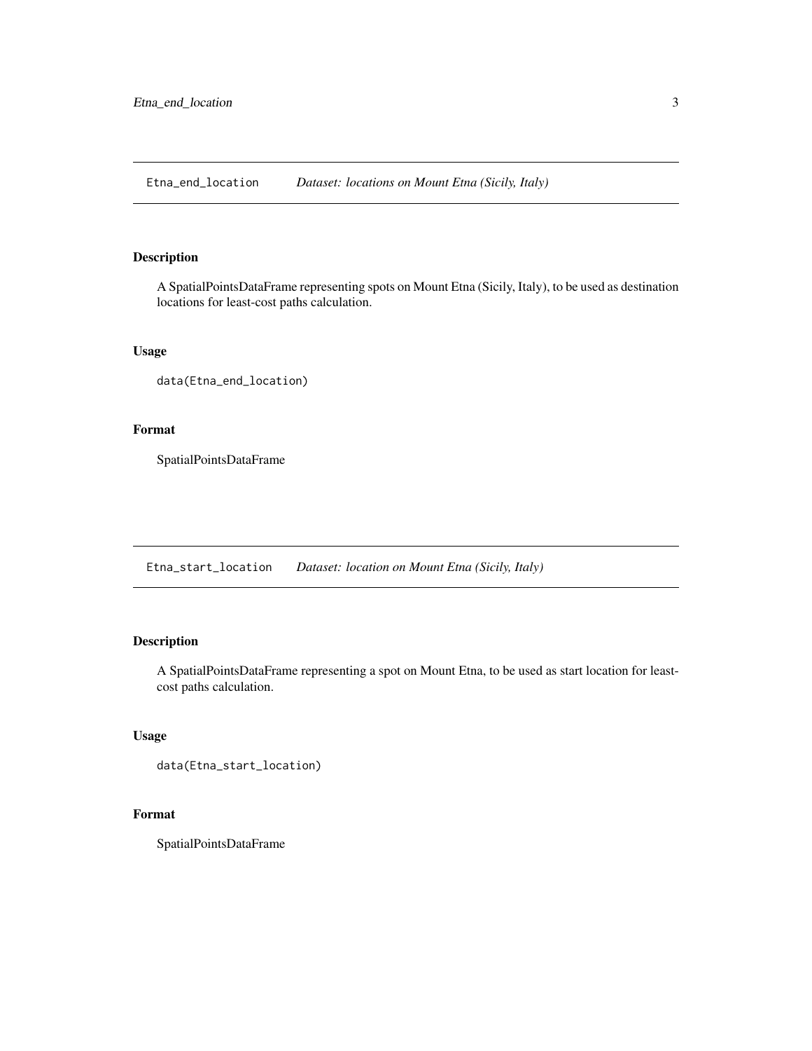## `Etna_end_location` *Dataset: locations on Mount Etna (Sicily, Italy)*

### Description

A SpatialPointsDataFrame representing spots on Mount Etna (Sicily, Italy), to be used as destination locations for least-cost paths calculation.

### Usage

```
data(Etna_end_location)
```

### Format

SpatialPointsDataFrame

## `Etna_start_location` *Dataset: location on Mount Etna (Sicily, Italy)*

### Description

A SpatialPointsDataFrame representing a spot on Mount Etna, to be used as start location for least-cost paths calculation.

### Usage

```
data(Etna_start_location)
```

### Format

SpatialPointsDataFrame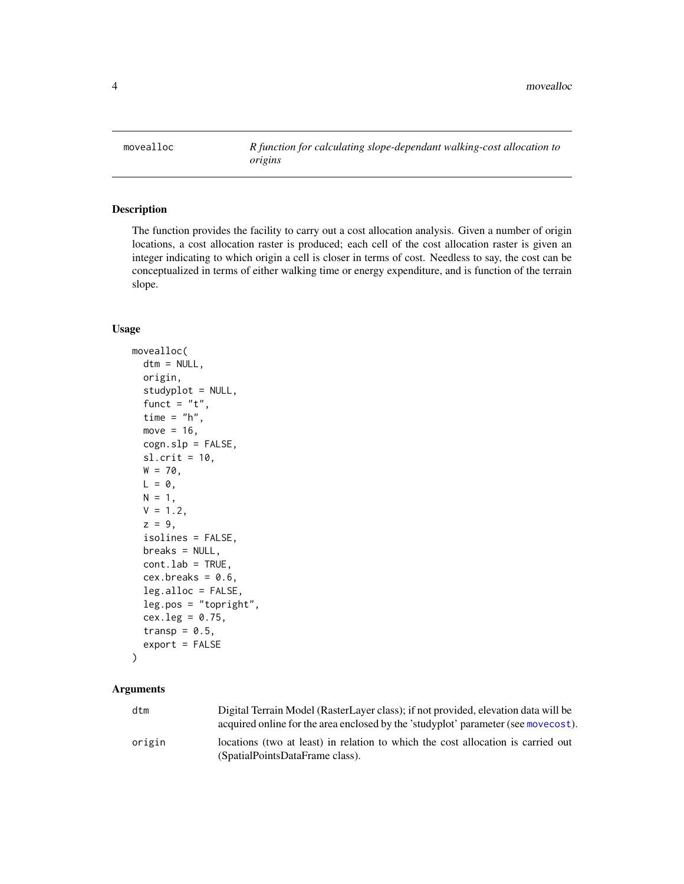movealloc *R function for calculating slope-dependant walking-cost allocation to origins*

## Description

The function provides the facility to carry out a cost allocation analysis. Given a number of origin locations, a cost allocation raster is produced; each cell of the cost allocation raster is given an integer indicating to which origin a cell is closer in terms of cost. Needless to say, the cost can be conceptualized in terms of either walking time or energy expenditure, and is function of the terrain slope.

## Usage

```
movealloc(
  dtm = NULL,
  origin,
  studyplot = NULL,
  funct = "t",
  time = "h",
  move = 16,
  cogn.slp = FALSE,
  sl.crit = 10,
  W = 70,
  L = 0,
  N = 1,
  V = 1.2,
  z = 9,
  isolines = FALSE,
  breaks = NULL,
  cont.lab = TRUE,
  cex.breaks = 0.6,
  leg.alloc = FALSE,
  leg.pos = "topright",
  cex.leg = 0.75,
  transp = 0.5,
  export = FALSE
)
```

## Arguments

| | |
|---|---|
| dtm | Digital Terrain Model (RasterLayer class); if not provided, elevation data will be acquired online for the area enclosed by the 'studyplot' parameter (see movecost). |
| origin | locations (two at least) in relation to which the cost allocation is carried out (SpatialPointsDataFrame class). |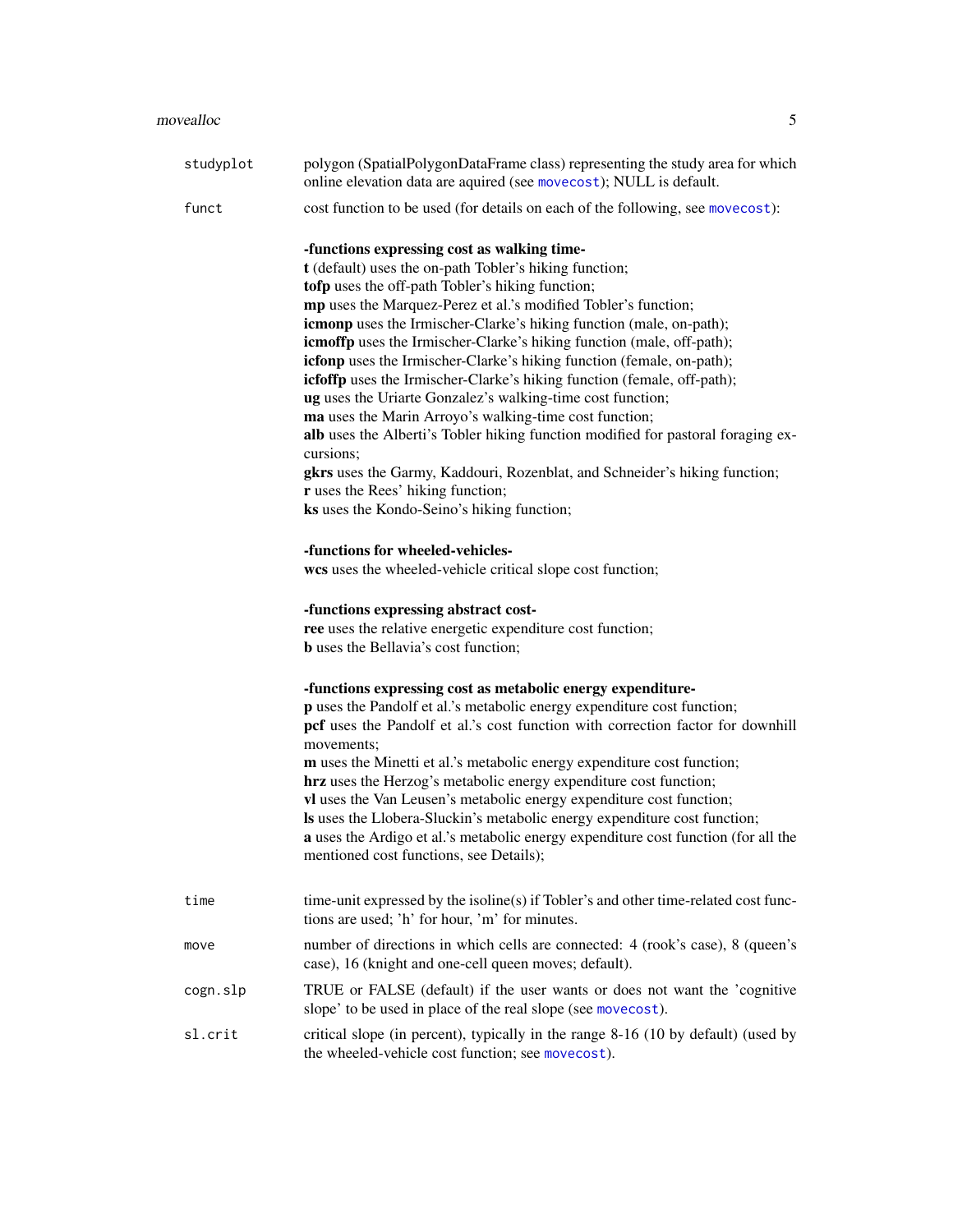| | |
|---|---|
| `studyplot` | polygon (SpatialPolygonDataFrame class) representing the study area for which online elevation data are aquired (see `movecost`); NULL is default. |
| `funct` | cost function to be used (for details on each of the following, see `movecost`):<br><br>**-functions expressing cost as walking time-**<br>**t** (default) uses the on-path Tobler's hiking function;<br>**tofp** uses the off-path Tobler's hiking function;<br>**mp** uses the Marquez-Perez et al.'s modified Tobler's function;<br>**icmonp** uses the Irmischer-Clarke's hiking function (male, on-path);<br>**icmoffp** uses the Irmischer-Clarke's hiking function (male, off-path);<br>**icfonp** uses the Irmischer-Clarke's hiking function (female, on-path);<br>**icfoffp** uses the Irmischer-Clarke's hiking function (female, off-path);<br>**ug** uses the Uriarte Gonzalez's walking-time cost function;<br>**ma** uses the Marin Arroyo's walking-time cost function;<br>**alb** uses the Alberti's Tobler hiking function modified for pastoral foraging excursions;<br>**gkrs** uses the Garmy, Kaddouri, Rozenblat, and Schneider's hiking function;<br>**r** uses the Rees' hiking function;<br>**ks** uses the Kondo-Seino's hiking function;<br><br>**-functions for wheeled-vehicles-**<br>**wcs** uses the wheeled-vehicle critical slope cost function;<br><br>**-functions expressing abstract cost-**<br>**ree** uses the relative energetic expenditure cost function;<br>**b** uses the Bellavia's cost function;<br><br>**-functions expressing cost as metabolic energy expenditure-**<br>**p** uses the Pandolf et al.'s metabolic energy expenditure cost function;<br>**pcf** uses the Pandolf et al.'s cost function with correction factor for downhill movements;<br>**m** uses the Minetti et al.'s metabolic energy expenditure cost function;<br>**hrz** uses the Herzog's metabolic energy expenditure cost function;<br>**vl** uses the Van Leusen's metabolic energy expenditure cost function;<br>**ls** uses the Llobera-Sluckin's metabolic energy expenditure cost function;<br>**a** uses the Ardigo et al.'s metabolic energy expenditure cost function (for all the mentioned cost functions, see Details); |
| `time` | time-unit expressed by the isoline(s) if Tobler's and other time-related cost functions are used; 'h' for hour, 'm' for minutes. |
| `move` | number of directions in which cells are connected: 4 (rook's case), 8 (queen's case), 16 (knight and one-cell queen moves; default). |
| `cogn.slp` | TRUE or FALSE (default) if the user wants or does not want the 'cognitive slope' to be used in place of the real slope (see `movecost`). |
| `sl.crit` | critical slope (in percent), typically in the range 8-16 (10 by default) (used by the wheeled-vehicle cost function; see `movecost`). |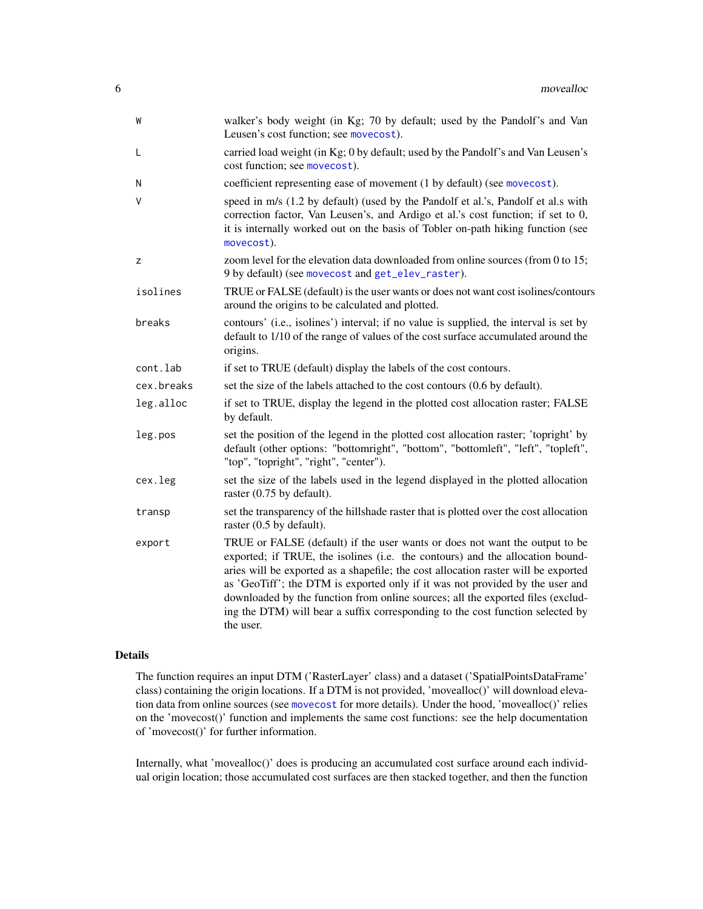| | |
|---|---|
| W | walker's body weight (in Kg; 70 by default; used by the Pandolf's and Van Leusen's cost function; see movecost). |
| L | carried load weight (in Kg; 0 by default; used by the Pandolf's and Van Leusen's cost function; see movecost). |
| N | coefficient representing ease of movement (1 by default) (see movecost). |
| V | speed in m/s (1.2 by default) (used by the Pandolf et al.'s, Pandolf et al.s with correction factor, Van Leusen's, and Ardigo et al.'s cost function; if set to 0, it is internally worked out on the basis of Tobler on-path hiking function (see movecost). |
| z | zoom level for the elevation data downloaded from online sources (from 0 to 15; 9 by default) (see movecost and get_elev_raster). |
| isolines | TRUE or FALSE (default) is the user wants or does not want cost isolines/contours around the origins to be calculated and plotted. |
| breaks | contours' (i.e., isolines') interval; if no value is supplied, the interval is set by default to 1/10 of the range of values of the cost surface accumulated around the origins. |
| cont.lab | if set to TRUE (default) display the labels of the cost contours. |
| cex.breaks | set the size of the labels attached to the cost contours (0.6 by default). |
| leg.alloc | if set to TRUE, display the legend in the plotted cost allocation raster; FALSE by default. |
| leg.pos | set the position of the legend in the plotted cost allocation raster; 'topright' by default (other options: "bottomright", "bottom", "bottomleft", "left", "topleft", "top", "topright", "right", "center"). |
| cex.leg | set the size of the labels used in the legend displayed in the plotted allocation raster (0.75 by default). |
| transp | set the transparency of the hillshade raster that is plotted over the cost allocation raster (0.5 by default). |
| export | TRUE or FALSE (default) if the user wants or does not want the output to be exported; if TRUE, the isolines (i.e. the contours) and the allocation boundaries will be exported as a shapefile; the cost allocation raster will be exported as 'GeoTiff'; the DTM is exported only if it was not provided by the user and downloaded by the function from online sources; all the exported files (excluding the DTM) will bear a suffix corresponding to the cost function selected by the user. |

## Details

The function requires an input DTM ('RasterLayer' class) and a dataset ('SpatialPointsDataFrame' class) containing the origin locations. If a DTM is not provided, 'movealloc()' will download elevation data from online sources (see movecost for more details). Under the hood, 'movealloc()' relies on the 'movecost()' function and implements the same cost functions: see the help documentation of 'movecost()' for further information.

Internally, what 'movealloc()' does is producing an accumulated cost surface around each individual origin location; those accumulated cost surfaces are then stacked together, and then the function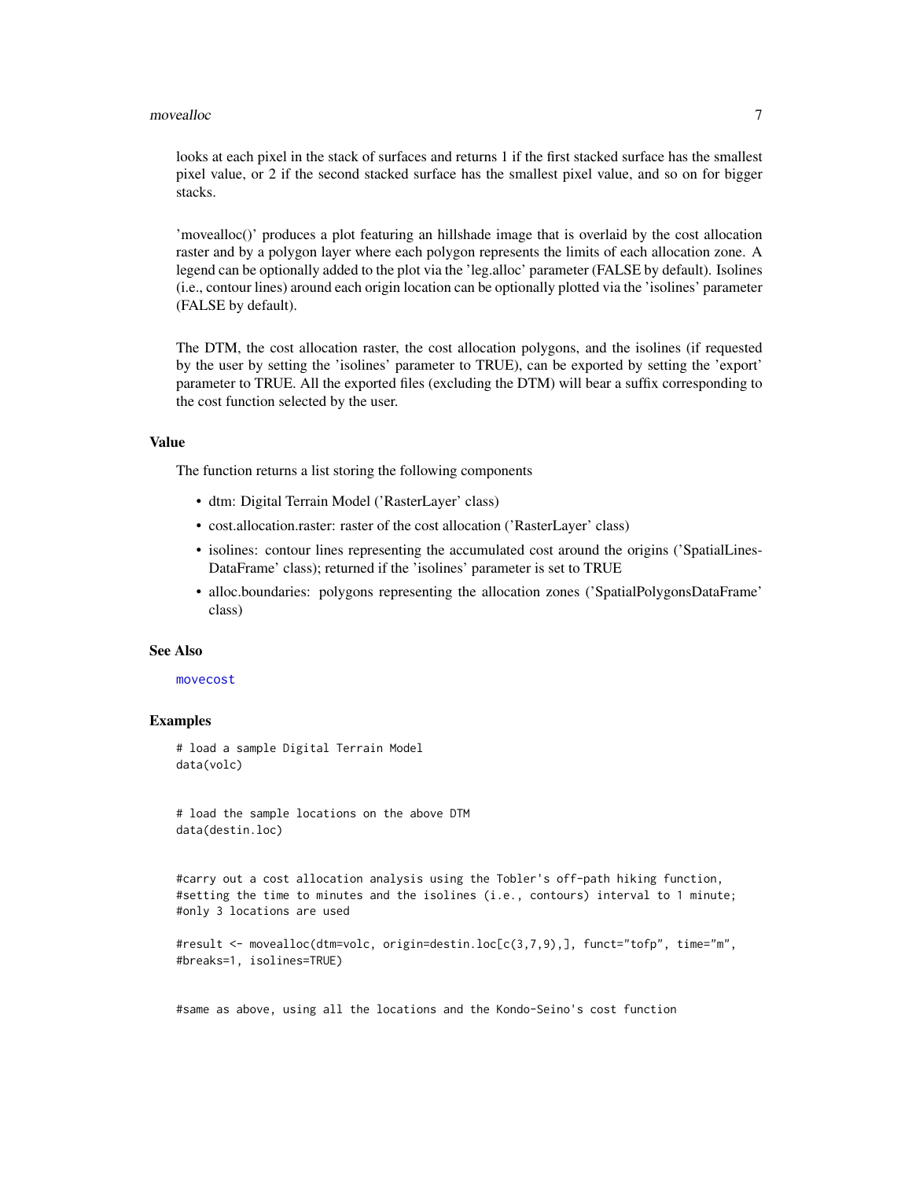looks at each pixel in the stack of surfaces and returns 1 if the first stacked surface has the smallest pixel value, or 2 if the second stacked surface has the smallest pixel value, and so on for bigger stacks.

'movealloc()' produces a plot featuring an hillshade image that is overlaid by the cost allocation raster and by a polygon layer where each polygon represents the limits of each allocation zone. A legend can be optionally added to the plot via the 'leg.alloc' parameter (FALSE by default). Isolines (i.e., contour lines) around each origin location can be optionally plotted via the 'isolines' parameter (FALSE by default).

The DTM, the cost allocation raster, the cost allocation polygons, and the isolines (if requested by the user by setting the 'isolines' parameter to TRUE), can be exported by setting the 'export' parameter to TRUE. All the exported files (excluding the DTM) will bear a suffix corresponding to the cost function selected by the user.

## Value

The function returns a list storing the following components

- dtm: Digital Terrain Model ('RasterLayer' class)
- cost.allocation.raster: raster of the cost allocation ('RasterLayer' class)
- isolines: contour lines representing the accumulated cost around the origins ('SpatialLinesDataFrame' class); returned if the 'isolines' parameter is set to TRUE
- alloc.boundaries: polygons representing the allocation zones ('SpatialPolygonsDataFrame' class)

## See Also

movecost

## Examples

```
# load a sample Digital Terrain Model
data(volc)


# load the sample locations on the above DTM
data(destin.loc)


#carry out a cost allocation analysis using the Tobler's off-path hiking function,
#setting the time to minutes and the isolines (i.e., contours) interval to 1 minute;
#only 3 locations are used

#result <- movealloc(dtm=volc, origin=destin.loc[c(3,7,9),], funct="tofp", time="m",
#breaks=1, isolines=TRUE)


#same as above, using all the locations and the Kondo-Seino's cost function
```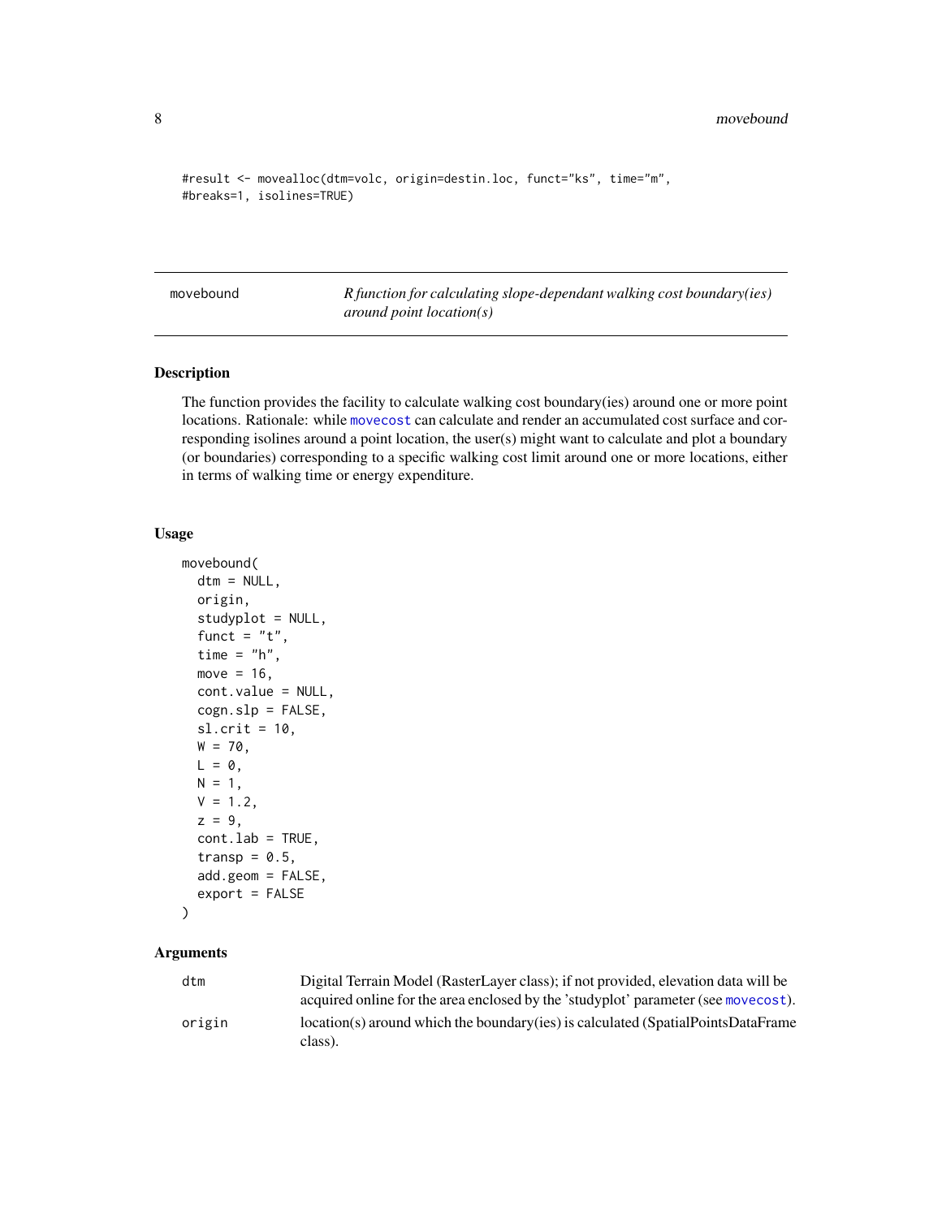```
#result <- movealloc(dtm=volc, origin=destin.loc, funct="ks", time="m",
#breaks=1, isolines=TRUE)
```

## movebound — *R function for calculating slope-dependant walking cost boundary(ies) around point location(s)*

### Description

The function provides the facility to calculate walking cost boundary(ies) around one or more point locations. Rationale: while `movecost` can calculate and render an accumulated cost surface and corresponding isolines around a point location, the user(s) might want to calculate and plot a boundary (or boundaries) corresponding to a specific walking cost limit around one or more locations, either in terms of walking time or energy expenditure.

### Usage

```
movebound(
  dtm = NULL,
  origin,
  studyplot = NULL,
  funct = "t",
  time = "h",
  move = 16,
  cont.value = NULL,
  cogn.slp = FALSE,
  sl.crit = 10,
  W = 70,
  L = 0,
  N = 1,
  V = 1.2,
  z = 9,
  cont.lab = TRUE,
  transp = 0.5,
  add.geom = FALSE,
  export = FALSE
)
```

### Arguments

| | |
|---|---|
| `dtm` | Digital Terrain Model (RasterLayer class); if not provided, elevation data will be acquired online for the area enclosed by the 'studyplot' parameter (see `movecost`). |
| `origin` | location(s) around which the boundary(ies) is calculated (SpatialPointsDataFrame class). |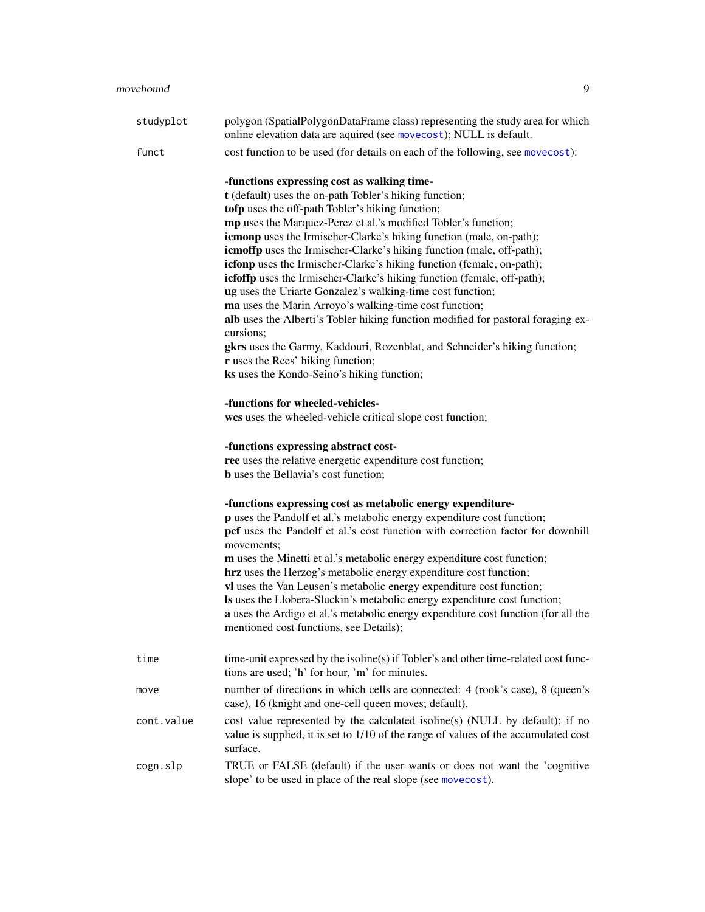| | |
|---|---|
| `studyplot` | polygon (SpatialPolygonDataFrame class) representing the study area for which online elevation data are aquired (see `movecost`); NULL is default. |
| `funct` | cost function to be used (for details on each of the following, see `movecost`):<br><br>**-functions expressing cost as walking time-**<br>**t** (default) uses the on-path Tobler's hiking function;<br>**tofp** uses the off-path Tobler's hiking function;<br>**mp** uses the Marquez-Perez et al.'s modified Tobler's function;<br>**icmonp** uses the Irmischer-Clarke's hiking function (male, on-path);<br>**icmoffp** uses the Irmischer-Clarke's hiking function (male, off-path);<br>**icfonp** uses the Irmischer-Clarke's hiking function (female, on-path);<br>**icfoffp** uses the Irmischer-Clarke's hiking function (female, off-path);<br>**ug** uses the Uriarte Gonzalez's walking-time cost function;<br>**ma** uses the Marin Arroyo's walking-time cost function;<br>**alb** uses the Alberti's Tobler hiking function modified for pastoral foraging excursions;<br>**gkrs** uses the Garmy, Kaddouri, Rozenblat, and Schneider's hiking function;<br>**r** uses the Rees' hiking function;<br>**ks** uses the Kondo-Seino's hiking function;<br><br>**-functions for wheeled-vehicles-**<br>**wcs** uses the wheeled-vehicle critical slope cost function;<br><br>**-functions expressing abstract cost-**<br>**ree** uses the relative energetic expenditure cost function;<br>**b** uses the Bellavia's cost function;<br><br>**-functions expressing cost as metabolic energy expenditure-**<br>**p** uses the Pandolf et al.'s metabolic energy expenditure cost function;<br>**pcf** uses the Pandolf et al.'s cost function with correction factor for downhill movements;<br>**m** uses the Minetti et al.'s metabolic energy expenditure cost function;<br>**hrz** uses the Herzog's metabolic energy expenditure cost function;<br>**vl** uses the Van Leusen's metabolic energy expenditure cost function;<br>**ls** uses the Llobera-Sluckin's metabolic energy expenditure cost function;<br>**a** uses the Ardigo et al.'s metabolic energy expenditure cost function (for all the mentioned cost functions, see Details); |
| `time` | time-unit expressed by the isoline(s) if Tobler's and other time-related cost functions are used; 'h' for hour, 'm' for minutes. |
| `move` | number of directions in which cells are connected: 4 (rook's case), 8 (queen's case), 16 (knight and one-cell queen moves; default). |
| `cont.value` | cost value represented by the calculated isoline(s) (NULL by default); if no value is supplied, it is set to 1/10 of the range of values of the accumulated cost surface. |
| `cogn.slp` | TRUE or FALSE (default) if the user wants or does not want the 'cognitive slope' to be used in place of the real slope (see `movecost`). |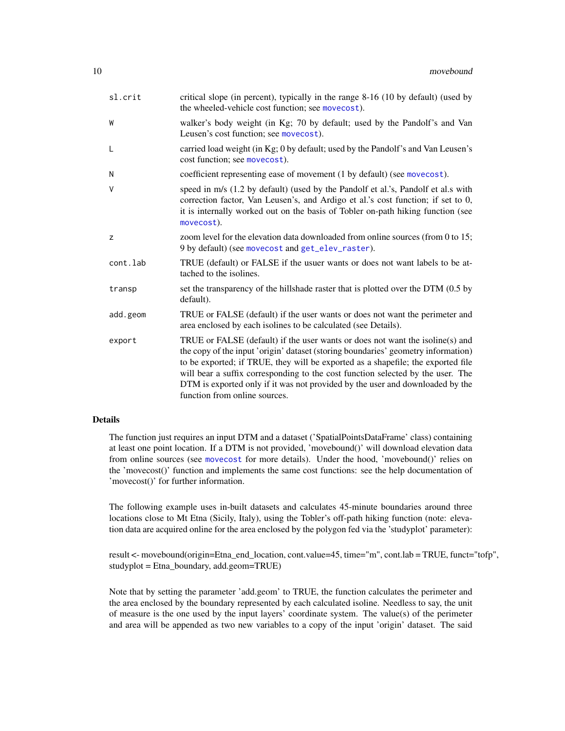| | |
|---|---|
| sl.crit | critical slope (in percent), typically in the range 8-16 (10 by default) (used by the wheeled-vehicle cost function; see movecost). |
| W | walker's body weight (in Kg; 70 by default; used by the Pandolf's and Van Leusen's cost function; see movecost). |
| L | carried load weight (in Kg; 0 by default; used by the Pandolf's and Van Leusen's cost function; see movecost). |
| N | coefficient representing ease of movement (1 by default) (see movecost). |
| V | speed in m/s (1.2 by default) (used by the Pandolf et al.'s, Pandolf et al.s with correction factor, Van Leusen's, and Ardigo et al.'s cost function; if set to 0, it is internally worked out on the basis of Tobler on-path hiking function (see movecost). |
| z | zoom level for the elevation data downloaded from online sources (from 0 to 15; 9 by default) (see movecost and get_elev_raster). |
| cont.lab | TRUE (default) or FALSE if the usuer wants or does not want labels to be attached to the isolines. |
| transp | set the transparency of the hillshade raster that is plotted over the DTM (0.5 by default). |
| add.geom | TRUE or FALSE (default) if the user wants or does not want the perimeter and area enclosed by each isolines to be calculated (see Details). |
| export | TRUE or FALSE (default) if the user wants or does not want the isoline(s) and the copy of the input 'origin' dataset (storing boundaries' geometry information) to be exported; if TRUE, they will be exported as a shapefile; the exported file will bear a suffix corresponding to the cost function selected by the user. The DTM is exported only if it was not provided by the user and downloaded by the function from online sources. |

## Details

The function just requires an input DTM and a dataset ('SpatialPointsDataFrame' class) containing at least one point location. If a DTM is not provided, 'movebound()' will download elevation data from online sources (see movecost for more details). Under the hood, 'movebound()' relies on the 'movecost()' function and implements the same cost functions: see the help documentation of 'movecost()' for further information.

The following example uses in-built datasets and calculates 45-minute boundaries around three locations close to Mt Etna (Sicily, Italy), using the Tobler's off-path hiking function (note: elevation data are acquired online for the area enclosed by the polygon fed via the 'studyplot' parameter):

result <- movebound(origin=Etna_end_location, cont.value=45, time="m", cont.lab = TRUE, funct="tofp", studyplot = Etna_boundary, add.geom=TRUE)

Note that by setting the parameter 'add.geom' to TRUE, the function calculates the perimeter and the area enclosed by the boundary represented by each calculated isoline. Needless to say, the unit of measure is the one used by the input layers' coordinate system. The value(s) of the perimeter and area will be appended as two new variables to a copy of the input 'origin' dataset. The said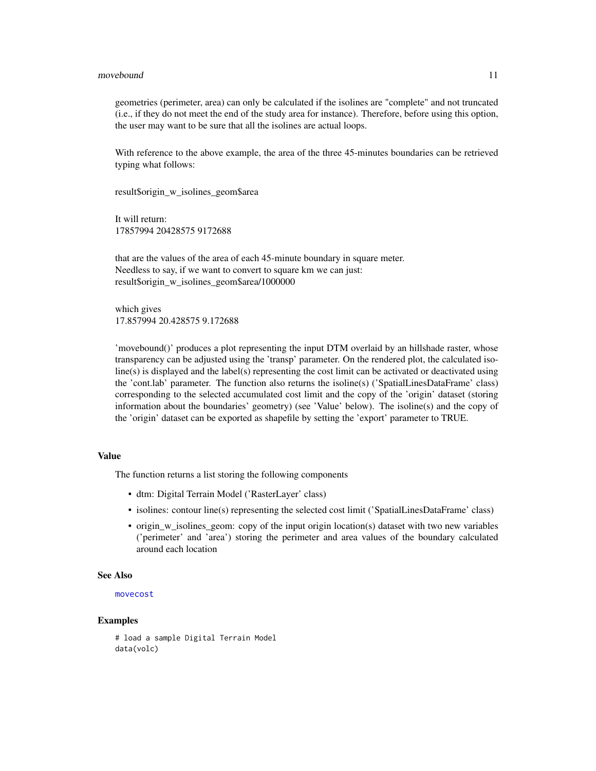geometries (perimeter, area) can only be calculated if the isolines are "complete" and not truncated (i.e., if they do not meet the end of the study area for instance). Therefore, before using this option, the user may want to be sure that all the isolines are actual loops.

With reference to the above example, the area of the three 45-minutes boundaries can be retrieved typing what follows:

result$origin_w_isolines_geom$area

It will return:
17857994 20428575 9172688

that are the values of the area of each 45-minute boundary in square meter.
Needless to say, if we want to convert to square km we can just:
result$origin_w_isolines_geom$area/1000000

which gives
17.857994 20.428575 9.172688

'movebound()' produces a plot representing the input DTM overlaid by an hillshade raster, whose transparency can be adjusted using the 'transp' parameter. On the rendered plot, the calculated isoline(s) is displayed and the label(s) representing the cost limit can be activated or deactivated using the 'cont.lab' parameter. The function also returns the isoline(s) ('SpatialLinesDataFrame' class) corresponding to the selected accumulated cost limit and the copy of the 'origin' dataset (storing information about the boundaries' geometry) (see 'Value' below). The isoline(s) and the copy of the 'origin' dataset can be exported as shapefile by setting the 'export' parameter to TRUE.

## Value

The function returns a list storing the following components

- dtm: Digital Terrain Model ('RasterLayer' class)
- isolines: contour line(s) representing the selected cost limit ('SpatialLinesDataFrame' class)
- origin_w_isolines_geom: copy of the input origin location(s) dataset with two new variables ('perimeter' and 'area') storing the perimeter and area values of the boundary calculated around each location

## See Also

movecost

## Examples

```
# load a sample Digital Terrain Model
data(volc)
```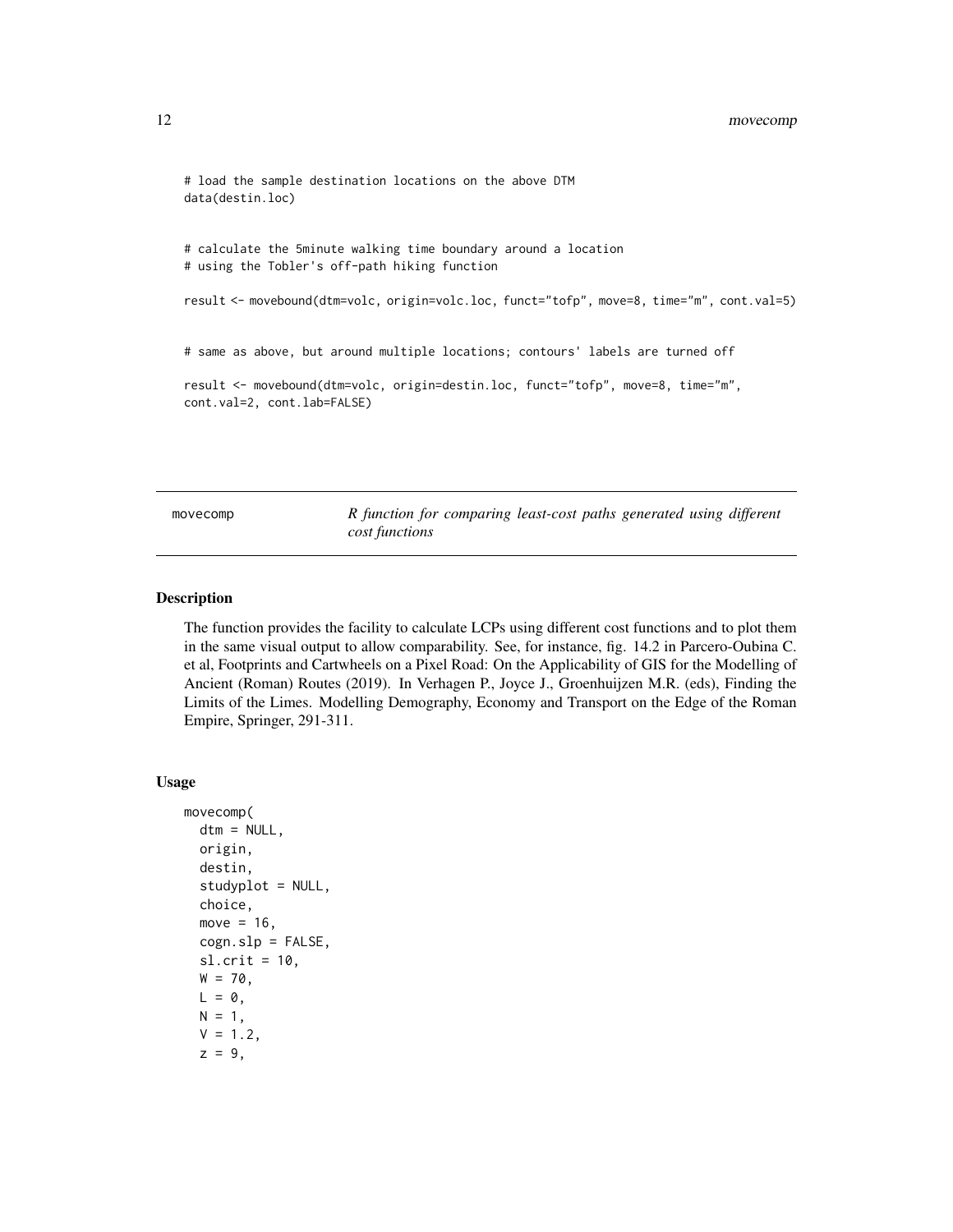```
# load the sample destination locations on the above DTM
data(destin.loc)


# calculate the 5minute walking time boundary around a location
# using the Tobler's off-path hiking function

result <- movebound(dtm=volc, origin=volc.loc, funct="tofp", move=8, time="m", cont.val=5)


# same as above, but around multiple locations; contours' labels are turned off

result <- movebound(dtm=volc, origin=destin.loc, funct="tofp", move=8, time="m",
cont.val=2, cont.lab=FALSE)
```

---

## movecomp — *R function for comparing least-cost paths generated using different cost functions*

---

### Description

The function provides the facility to calculate LCPs using different cost functions and to plot them in the same visual output to allow comparability. See, for instance, fig. 14.2 in Parcero-Oubina C. et al, Footprints and Cartwheels on a Pixel Road: On the Applicability of GIS for the Modelling of Ancient (Roman) Routes (2019). In Verhagen P., Joyce J., Groenhuijzen M.R. (eds), Finding the Limits of the Limes. Modelling Demography, Economy and Transport on the Edge of the Roman Empire, Springer, 291-311.

### Usage

```
movecomp(
  dtm = NULL,
  origin,
  destin,
  studyplot = NULL,
  choice,
  move = 16,
  cogn.slp = FALSE,
  sl.crit = 10,
  W = 70,
  L = 0,
  N = 1,
  V = 1.2,
  z = 9,
```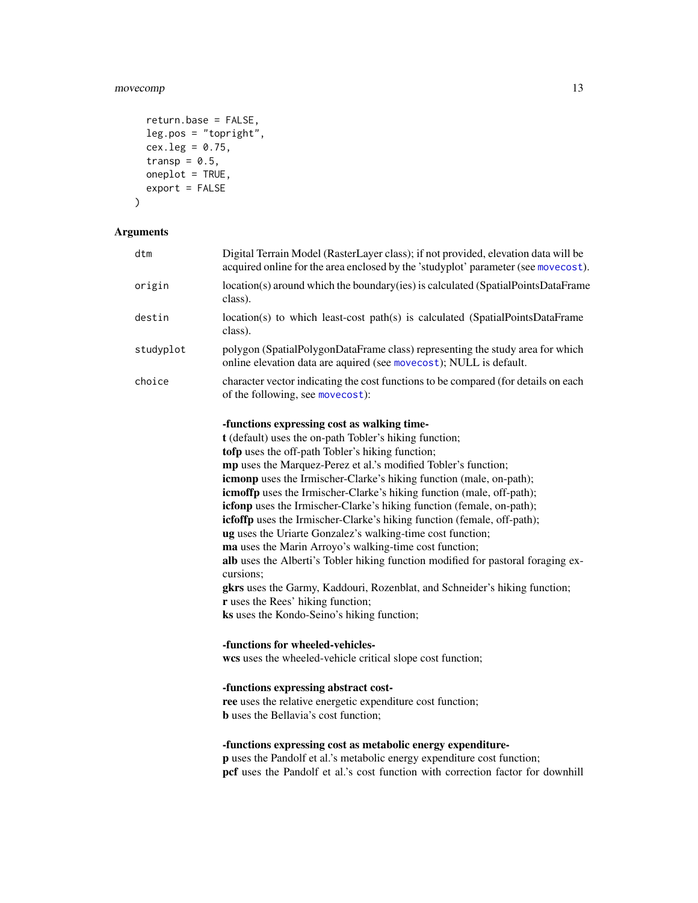```
  return.base = FALSE,
  leg.pos = "topright",
  cex.leg = 0.75,
  transp = 0.5,
  oneplot = TRUE,
  export = FALSE
)
```

## Arguments

`dtm` Digital Terrain Model (RasterLayer class); if not provided, elevation data will be acquired online for the area enclosed by the 'studyplot' parameter (see `movecost`).

`origin` location(s) around which the boundary(ies) is calculated (SpatialPointsDataFrame class).

`destin` location(s) to which least-cost path(s) is calculated (SpatialPointsDataFrame class).

`studyplot` polygon (SpatialPolygonDataFrame class) representing the study area for which online elevation data are aquired (see `movecost`); NULL is default.

`choice` character vector indicating the cost functions to be compared (for details on each of the following, see `movecost`):

**-functions expressing cost as walking time-**
**t** (default) uses the on-path Tobler's hiking function;
**tofp** uses the off-path Tobler's hiking function;
**mp** uses the Marquez-Perez et al.'s modified Tobler's function;
**icmonp** uses the Irmischer-Clarke's hiking function (male, on-path);
**icmoffp** uses the Irmischer-Clarke's hiking function (male, off-path);
**icfonp** uses the Irmischer-Clarke's hiking function (female, on-path);
**icfoffp** uses the Irmischer-Clarke's hiking function (female, off-path);
**ug** uses the Uriarte Gonzalez's walking-time cost function;
**ma** uses the Marin Arroyo's walking-time cost function;
**alb** uses the Alberti's Tobler hiking function modified for pastoral foraging excursions;
**gkrs** uses the Garmy, Kaddouri, Rozenblat, and Schneider's hiking function;
**r** uses the Rees' hiking function;
**ks** uses the Kondo-Seino's hiking function;

**-functions for wheeled-vehicles-**
**wcs** uses the wheeled-vehicle critical slope cost function;

**-functions expressing abstract cost-**
**ree** uses the relative energetic expenditure cost function;
**b** uses the Bellavia's cost function;

**-functions expressing cost as metabolic energy expenditure-**
**p** uses the Pandolf et al.'s metabolic energy expenditure cost function;
**pcf** uses the Pandolf et al.'s cost function with correction factor for downhill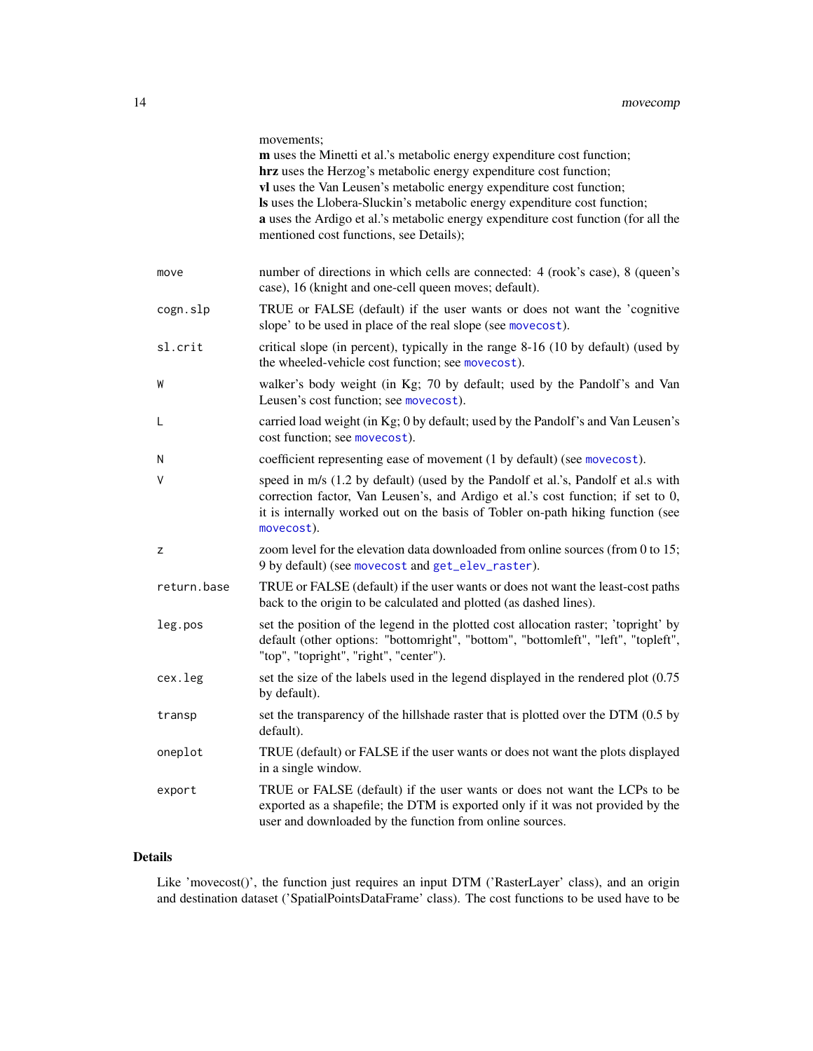movements;
**m** uses the Minetti et al.'s metabolic energy expenditure cost function;
**hrz** uses the Herzog's metabolic energy expenditure cost function;
**vl** uses the Van Leusen's metabolic energy expenditure cost function;
**ls** uses the Llobera-Sluckin's metabolic energy expenditure cost function;
**a** uses the Ardigo et al.'s metabolic energy expenditure cost function (for all the mentioned cost functions, see Details);

| | |
|---|---|
| `move` | number of directions in which cells are connected: 4 (rook's case), 8 (queen's case), 16 (knight and one-cell queen moves; default). |
| `cogn.slp` | TRUE or FALSE (default) if the user wants or does not want the 'cognitive slope' to be used in place of the real slope (see `movecost`). |
| `sl.crit` | critical slope (in percent), typically in the range 8-16 (10 by default) (used by the wheeled-vehicle cost function; see `movecost`). |
| `W` | walker's body weight (in Kg; 70 by default; used by the Pandolf's and Van Leusen's cost function; see `movecost`). |
| `L` | carried load weight (in Kg; 0 by default; used by the Pandolf's and Van Leusen's cost function; see `movecost`). |
| `N` | coefficient representing ease of movement (1 by default) (see `movecost`). |
| `V` | speed in m/s (1.2 by default) (used by the Pandolf et al.'s, Pandolf et al.s with correction factor, Van Leusen's, and Ardigo et al.'s cost function; if set to 0, it is internally worked out on the basis of Tobler on-path hiking function (see `movecost`). |
| `z` | zoom level for the elevation data downloaded from online sources (from 0 to 15; 9 by default) (see `movecost` and `get_elev_raster`). |
| `return.base` | TRUE or FALSE (default) if the user wants or does not want the least-cost paths back to the origin to be calculated and plotted (as dashed lines). |
| `leg.pos` | set the position of the legend in the plotted cost allocation raster; 'topright' by default (other options: "bottomright", "bottom", "bottomleft", "left", "topleft", "top", "topright", "right", "center"). |
| `cex.leg` | set the size of the labels used in the legend displayed in the rendered plot (0.75 by default). |
| `transp` | set the transparency of the hillshade raster that is plotted over the DTM (0.5 by default). |
| `oneplot` | TRUE (default) or FALSE if the user wants or does not want the plots displayed in a single window. |
| `export` | TRUE or FALSE (default) if the user wants or does not want the LCPs to be exported as a shapefile; the DTM is exported only if it was not provided by the user and downloaded by the function from online sources. |

## Details

Like 'movecost()', the function just requires an input DTM ('RasterLayer' class), and an origin and destination dataset ('SpatialPointsDataFrame' class). The cost functions to be used have to be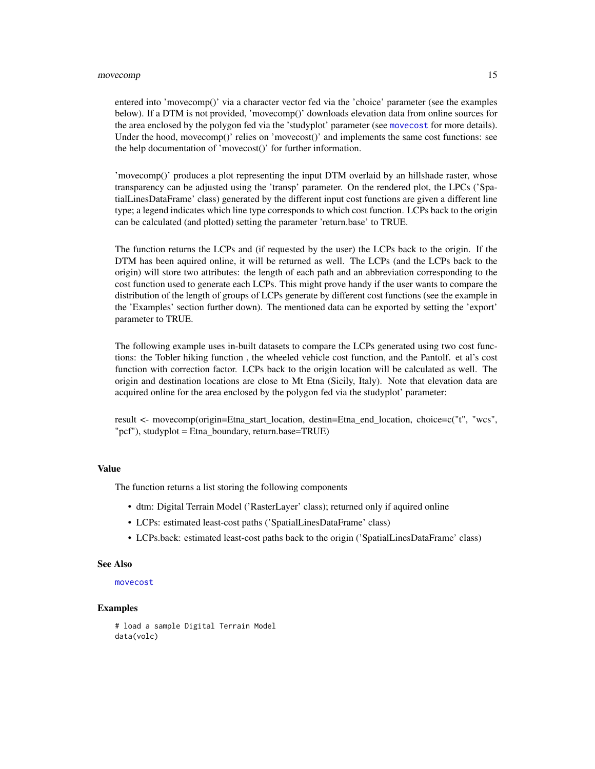entered into 'movecomp()' via a character vector fed via the 'choice' parameter (see the examples below). If a DTM is not provided, 'movecomp()' downloads elevation data from online sources for the area enclosed by the polygon fed via the 'studyplot' parameter (see `movecost` for more details). Under the hood, movecomp()' relies on 'movecost()' and implements the same cost functions: see the help documentation of 'movecost()' for further information.

'movecomp()' produces a plot representing the input DTM overlaid by an hillshade raster, whose transparency can be adjusted using the 'transp' parameter. On the rendered plot, the LPCs ('SpatialLinesDataFrame' class) generated by the different input cost functions are given a different line type; a legend indicates which line type corresponds to which cost function. LCPs back to the origin can be calculated (and plotted) setting the parameter 'return.base' to TRUE.

The function returns the LCPs and (if requested by the user) the LCPs back to the origin. If the DTM has been aquired online, it will be returned as well. The LCPs (and the LCPs back to the origin) will store two attributes: the length of each path and an abbreviation corresponding to the cost function used to generate each LCPs. This might prove handy if the user wants to compare the distribution of the length of groups of LCPs generate by different cost functions (see the example in the 'Examples' section further down). The mentioned data can be exported by setting the 'export' parameter to TRUE.

The following example uses in-built datasets to compare the LCPs generated using two cost functions: the Tobler hiking function , the wheeled vehicle cost function, and the Pantolf. et al's cost function with correction factor. LCPs back to the origin location will be calculated as well. The origin and destination locations are close to Mt Etna (Sicily, Italy). Note that elevation data are acquired online for the area enclosed by the polygon fed via the studyplot' parameter:

result <- movecomp(origin=Etna_start_location, destin=Etna_end_location, choice=c("t", "wcs", "pcf"), studyplot = Etna_boundary, return.base=TRUE)

## Value

The function returns a list storing the following components

- dtm: Digital Terrain Model ('RasterLayer' class); returned only if aquired online
- LCPs: estimated least-cost paths ('SpatialLinesDataFrame' class)
- LCPs.back: estimated least-cost paths back to the origin ('SpatialLinesDataFrame' class)

## See Also

`movecost`

## Examples

```
# load a sample Digital Terrain Model
data(volc)
```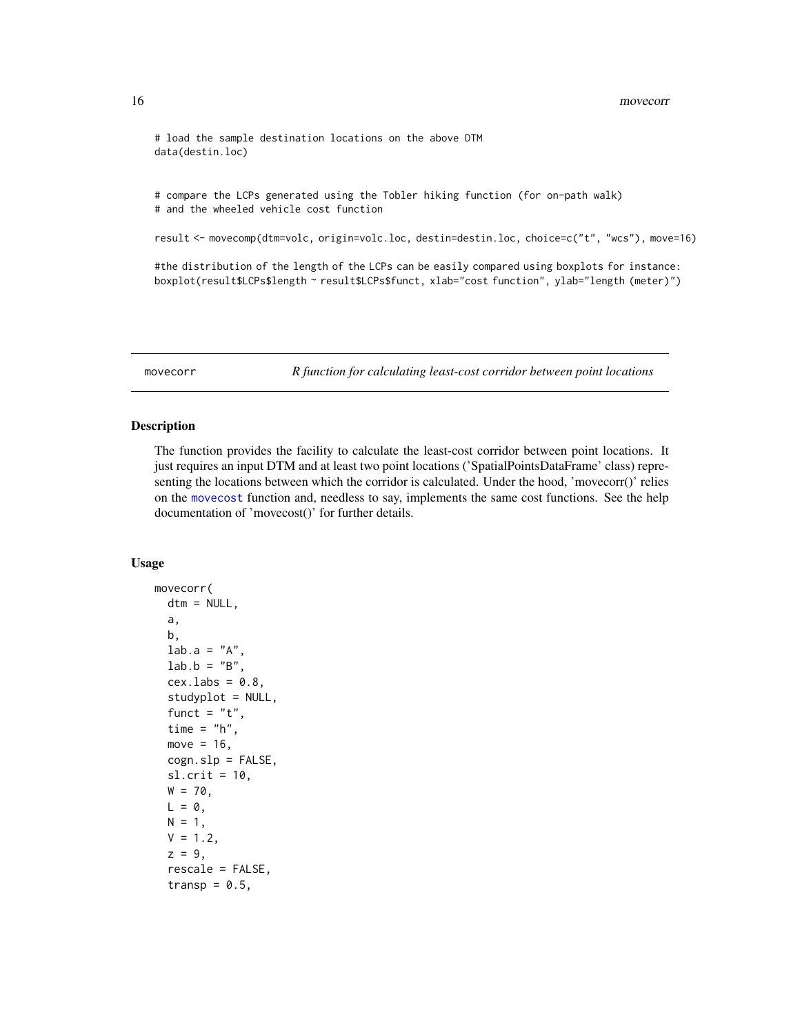```
# load the sample destination locations on the above DTM
data(destin.loc)


# compare the LCPs generated using the Tobler hiking function (for on-path walk)
# and the wheeled vehicle cost function

result <- movecomp(dtm=volc, origin=volc.loc, destin=destin.loc, choice=c("t", "wcs"), move=16)

#the distribution of the length of the LCPs can be easily compared using boxplots for instance:
boxplot(result$LCPs$length ~ result$LCPs$funct, xlab="cost function", ylab="length (meter)")
```

---

## movecorr — *R function for calculating least-cost corridor between point locations*

### Description

The function provides the facility to calculate the least-cost corridor between point locations. It just requires an input DTM and at least two point locations ('SpatialPointsDataFrame' class) representing the locations between which the corridor is calculated. Under the hood, 'movecorr()' relies on the movecost function and, needless to say, implements the same cost functions. See the help documentation of 'movecost()' for further details.

### Usage

```
movecorr(
  dtm = NULL,
  a,
  b,
  lab.a = "A",
  lab.b = "B",
  cex.labs = 0.8,
  studyplot = NULL,
  funct = "t",
  time = "h",
  move = 16,
  cogn.slp = FALSE,
  sl.crit = 10,
  W = 70,
  L = 0,
  N = 1,
  V = 1.2,
  z = 9,
  rescale = FALSE,
  transp = 0.5,
```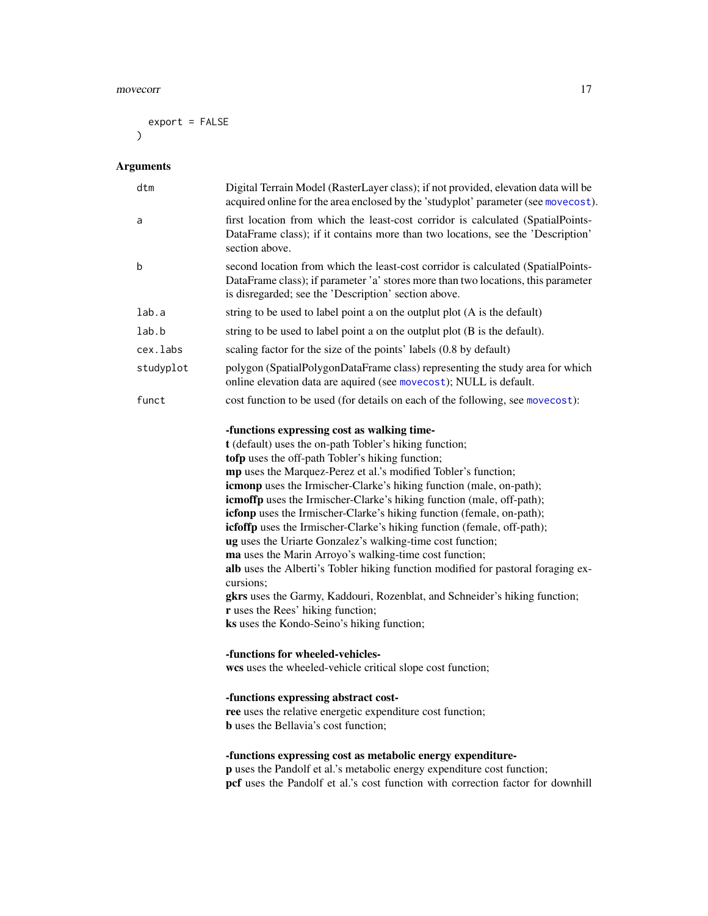```
    export = FALSE
)
```

## Arguments

| | |
|---|---|
| `dtm` | Digital Terrain Model (RasterLayer class); if not provided, elevation data will be acquired online for the area enclosed by the 'studyplot' parameter (see `movecost`). |
| `a` | first location from which the least-cost corridor is calculated (SpatialPoints-DataFrame class); if it contains more than two locations, see the 'Description' section above. |
| `b` | second location from which the least-cost corridor is calculated (SpatialPoints-DataFrame class); if parameter 'a' stores more than two locations, this parameter is disregarded; see the 'Description' section above. |
| `lab.a` | string to be used to label point a on the outplut plot (A is the default) |
| `lab.b` | string to be used to label point a on the outplut plot (B is the default). |
| `cex.labs` | scaling factor for the size of the points' labels (0.8 by default) |
| `studyplot` | polygon (SpatialPolygonDataFrame class) representing the study area for which online elevation data are aquired (see `movecost`); NULL is default. |
| `funct` | cost function to be used (for details on each of the following, see `movecost`): |

**-functions expressing cost as walking time-**
**t** (default) uses the on-path Tobler's hiking function;
**tofp** uses the off-path Tobler's hiking function;
**mp** uses the Marquez-Perez et al.'s modified Tobler's function;
**icmonp** uses the Irmischer-Clarke's hiking function (male, on-path);
**icmoffp** uses the Irmischer-Clarke's hiking function (male, off-path);
**icfonp** uses the Irmischer-Clarke's hiking function (female, on-path);
**icfoffp** uses the Irmischer-Clarke's hiking function (female, off-path);
**ug** uses the Uriarte Gonzalez's walking-time cost function;
**ma** uses the Marin Arroyo's walking-time cost function;
**alb** uses the Alberti's Tobler hiking function modified for pastoral foraging excursions;
**gkrs** uses the Garmy, Kaddouri, Rozenblat, and Schneider's hiking function;
**r** uses the Rees' hiking function;
**ks** uses the Kondo-Seino's hiking function;

**-functions for wheeled-vehicles-**
**wcs** uses the wheeled-vehicle critical slope cost function;

**-functions expressing abstract cost-**
**ree** uses the relative energetic expenditure cost function;
**b** uses the Bellavia's cost function;

**-functions expressing cost as metabolic energy expenditure-**
**p** uses the Pandolf et al.'s metabolic energy expenditure cost function;
**pcf** uses the Pandolf et al.'s cost function with correction factor for downhill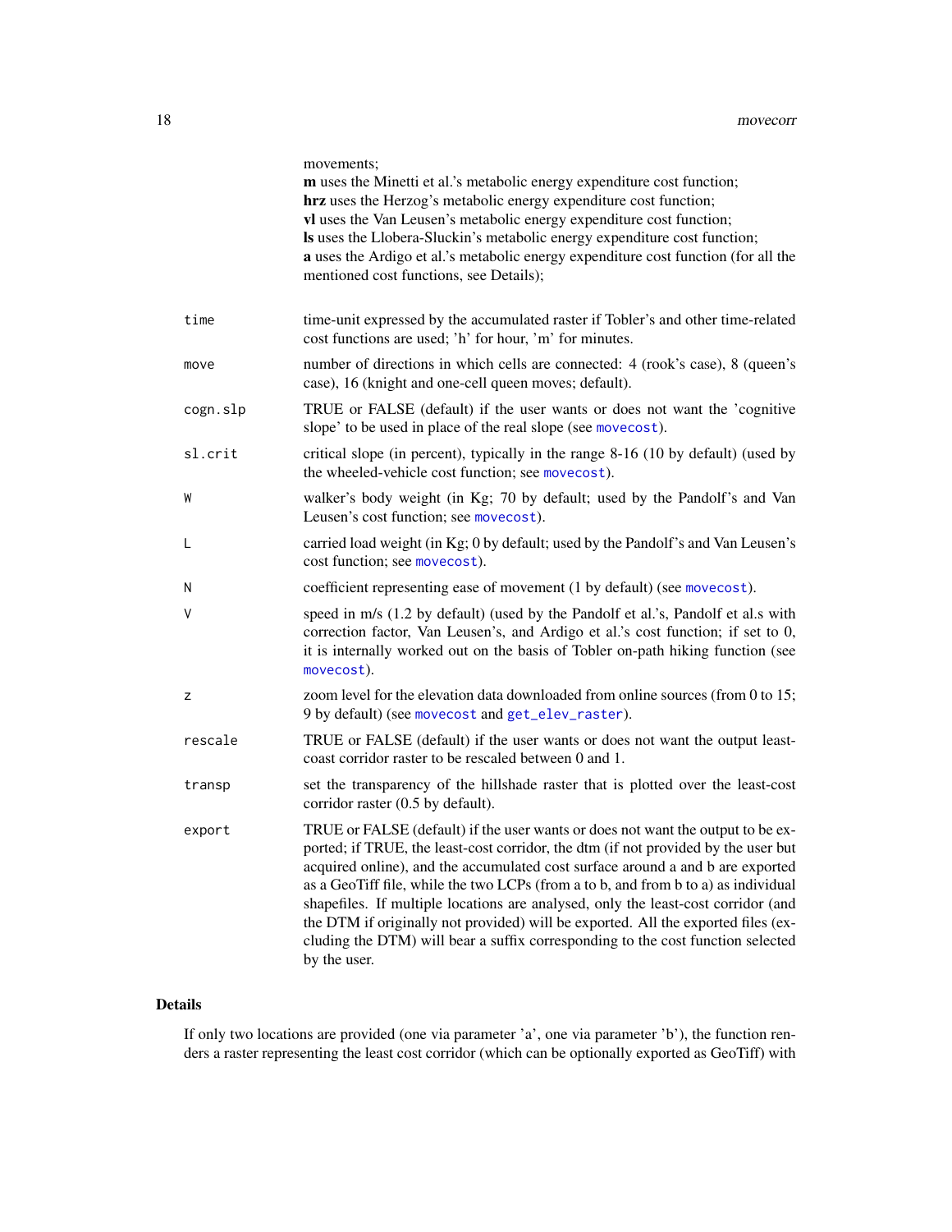movements;
**m** uses the Minetti et al.'s metabolic energy expenditure cost function;
**hrz** uses the Herzog's metabolic energy expenditure cost function;
**vl** uses the Van Leusen's metabolic energy expenditure cost function;
**ls** uses the Llobera-Sluckin's metabolic energy expenditure cost function;
**a** uses the Ardigo et al.'s metabolic energy expenditure cost function (for all the mentioned cost functions, see Details);

| | |
|---|---|
| `time` | time-unit expressed by the accumulated raster if Tobler's and other time-related cost functions are used; 'h' for hour, 'm' for minutes. |
| `move` | number of directions in which cells are connected: 4 (rook's case), 8 (queen's case), 16 (knight and one-cell queen moves; default). |
| `cogn.slp` | TRUE or FALSE (default) if the user wants or does not want the 'cognitive slope' to be used in place of the real slope (see `movecost`). |
| `sl.crit` | critical slope (in percent), typically in the range 8-16 (10 by default) (used by the wheeled-vehicle cost function; see `movecost`). |
| `W` | walker's body weight (in Kg; 70 by default; used by the Pandolf's and Van Leusen's cost function; see `movecost`). |
| `L` | carried load weight (in Kg; 0 by default; used by the Pandolf's and Van Leusen's cost function; see `movecost`). |
| `N` | coefficient representing ease of movement (1 by default) (see `movecost`). |
| `V` | speed in m/s (1.2 by default) (used by the Pandolf et al.'s, Pandolf et al.s with correction factor, Van Leusen's, and Ardigo et al.'s cost function; if set to 0, it is internally worked out on the basis of Tobler on-path hiking function (see `movecost`). |
| `z` | zoom level for the elevation data downloaded from online sources (from 0 to 15; 9 by default) (see `movecost` and `get_elev_raster`). |
| `rescale` | TRUE or FALSE (default) if the user wants or does not want the output least-coast corridor raster to be rescaled between 0 and 1. |
| `transp` | set the transparency of the hillshade raster that is plotted over the least-cost corridor raster (0.5 by default). |
| `export` | TRUE or FALSE (default) if the user wants or does not want the output to be exported; if TRUE, the least-cost corridor, the dtm (if not provided by the user but acquired online), and the accumulated cost surface around a and b are exported as a GeoTiff file, while the two LCPs (from a to b, and from b to a) as individual shapefiles. If multiple locations are analysed, only the least-cost corridor (and the DTM if originally not provided) will be exported. All the exported files (excluding the DTM) will bear a suffix corresponding to the cost function selected by the user. |

## Details

If only two locations are provided (one via parameter 'a', one via parameter 'b'), the function renders a raster representing the least cost corridor (which can be optionally exported as GeoTiff) with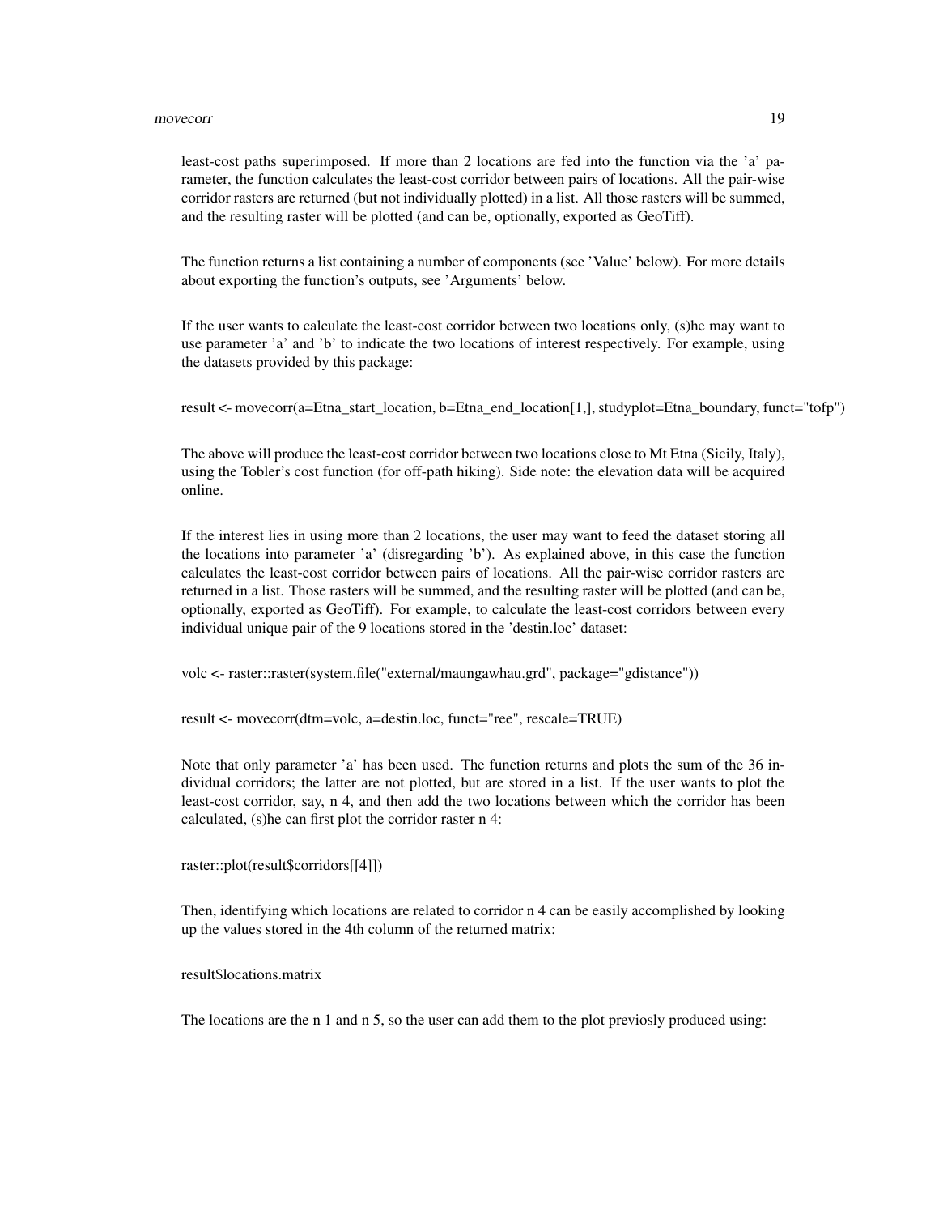least-cost paths superimposed. If more than 2 locations are fed into the function via the 'a' parameter, the function calculates the least-cost corridor between pairs of locations. All the pair-wise corridor rasters are returned (but not individually plotted) in a list. All those rasters will be summed, and the resulting raster will be plotted (and can be, optionally, exported as GeoTiff).

The function returns a list containing a number of components (see 'Value' below). For more details about exporting the function's outputs, see 'Arguments' below.

If the user wants to calculate the least-cost corridor between two locations only, (s)he may want to use parameter 'a' and 'b' to indicate the two locations of interest respectively. For example, using the datasets provided by this package:

```
result <- movecorr(a=Etna_start_location, b=Etna_end_location[1,], studyplot=Etna_boundary, funct="tofp")
```

The above will produce the least-cost corridor between two locations close to Mt Etna (Sicily, Italy), using the Tobler's cost function (for off-path hiking). Side note: the elevation data will be acquired online.

If the interest lies in using more than 2 locations, the user may want to feed the dataset storing all the locations into parameter 'a' (disregarding 'b'). As explained above, in this case the function calculates the least-cost corridor between pairs of locations. All the pair-wise corridor rasters are returned in a list. Those rasters will be summed, and the resulting raster will be plotted (and can be, optionally, exported as GeoTiff). For example, to calculate the least-cost corridors between every individual unique pair of the 9 locations stored in the 'destin.loc' dataset:

```
volc <- raster::raster(system.file("external/maungawhau.grd", package="gdistance"))
```

```
result <- movecorr(dtm=volc, a=destin.loc, funct="ree", rescale=TRUE)
```

Note that only parameter 'a' has been used. The function returns and plots the sum of the 36 individual corridors; the latter are not plotted, but are stored in a list. If the user wants to plot the least-cost corridor, say, n 4, and then add the two locations between which the corridor has been calculated, (s)he can first plot the corridor raster n 4:

```
raster::plot(result$corridors[[4]])
```

Then, identifying which locations are related to corridor n 4 can be easily accomplished by looking up the values stored in the 4th column of the returned matrix:

```
result$locations.matrix
```

The locations are the n 1 and n 5, so the user can add them to the plot previously produced using: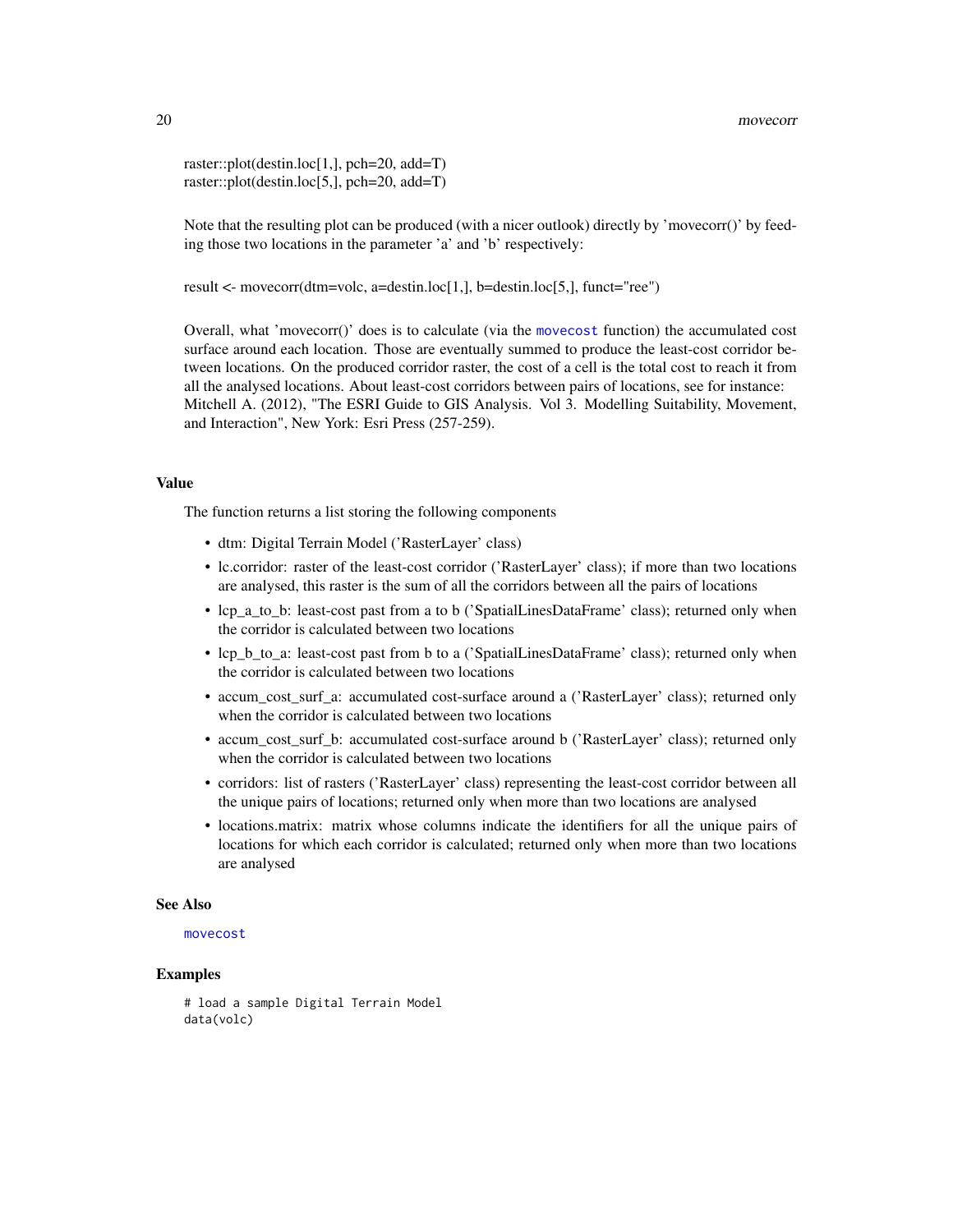raster::plot(destin.loc[1,], pch=20, add=T)
raster::plot(destin.loc[5,], pch=20, add=T)

Note that the resulting plot can be produced (with a nicer outlook) directly by 'movecorr()' by feeding those two locations in the parameter 'a' and 'b' respectively:

result <- movecorr(dtm=volc, a=destin.loc[1,], b=destin.loc[5,], funct="ree")

Overall, what 'movecorr()' does is to calculate (via the `movecost` function) the accumulated cost surface around each location. Those are eventually summed to produce the least-cost corridor between locations. On the produced corridor raster, the cost of a cell is the total cost to reach it from all the analysed locations. About least-cost corridors between pairs of locations, see for instance: Mitchell A. (2012), "The ESRI Guide to GIS Analysis. Vol 3. Modelling Suitability, Movement, and Interaction", New York: Esri Press (257-259).

### Value

The function returns a list storing the following components

- dtm: Digital Terrain Model ('RasterLayer' class)
- lc.corridor: raster of the least-cost corridor ('RasterLayer' class); if more than two locations are analysed, this raster is the sum of all the corridors between all the pairs of locations
- lcp_a_to_b: least-cost past from a to b ('SpatialLinesDataFrame' class); returned only when the corridor is calculated between two locations
- lcp_b_to_a: least-cost past from b to a ('SpatialLinesDataFrame' class); returned only when the corridor is calculated between two locations
- accum_cost_surf_a: accumulated cost-surface around a ('RasterLayer' class); returned only when the corridor is calculated between two locations
- accum_cost_surf_b: accumulated cost-surface around b ('RasterLayer' class); returned only when the corridor is calculated between two locations
- corridors: list of rasters ('RasterLayer' class) representing the least-cost corridor between all the unique pairs of locations; returned only when more than two locations are analysed
- locations.matrix: matrix whose columns indicate the identifiers for all the unique pairs of locations for which each corridor is calculated; returned only when more than two locations are analysed

### See Also

`movecost`

### Examples

```
# load a sample Digital Terrain Model
data(volc)
```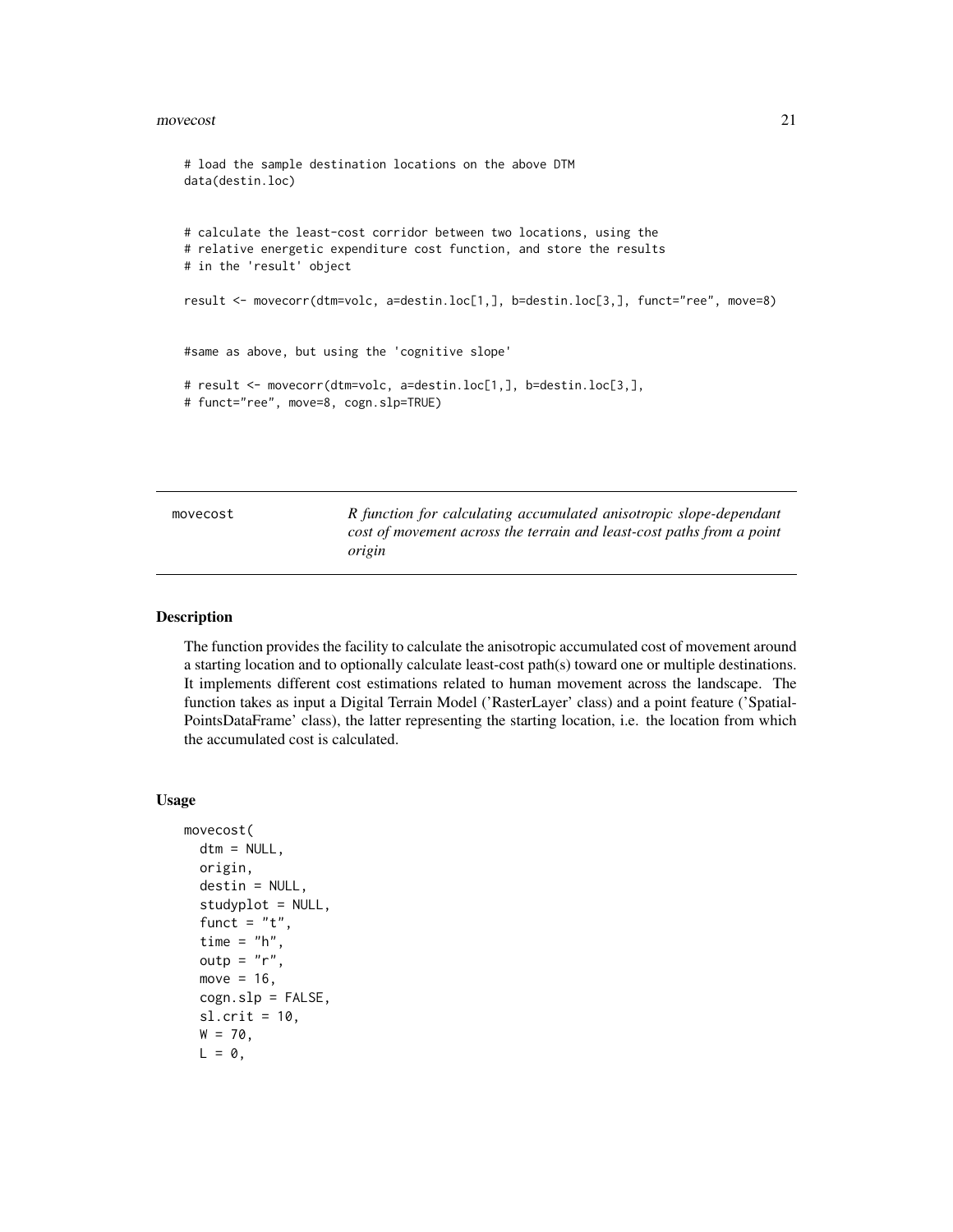```
# load the sample destination locations on the above DTM
data(destin.loc)


# calculate the least-cost corridor between two locations, using the
# relative energetic expenditure cost function, and store the results
# in the 'result' object

result <- movecorr(dtm=volc, a=destin.loc[1,], b=destin.loc[3,], funct="ree", move=8)


#same as above, but using the 'cognitive slope'

# result <- movecorr(dtm=volc, a=destin.loc[1,], b=destin.loc[3,],
# funct="ree", move=8, cogn.slp=TRUE)
```

---

movecost — *R function for calculating accumulated anisotropic slope-dependant cost of movement across the terrain and least-cost paths from a point origin*

---

## Description

The function provides the facility to calculate the anisotropic accumulated cost of movement around a starting location and to optionally calculate least-cost path(s) toward one or multiple destinations. It implements different cost estimations related to human movement across the landscape. The function takes as input a Digital Terrain Model ('RasterLayer' class) and a point feature ('SpatialPointsDataFrame' class), the latter representing the starting location, i.e. the location from which the accumulated cost is calculated.

## Usage

```
movecost(
  dtm = NULL,
  origin,
  destin = NULL,
  studyplot = NULL,
  funct = "t",
  time = "h",
  outp = "r",
  move = 16,
  cogn.slp = FALSE,
  sl.crit = 10,
  W = 70,
  L = 0,
```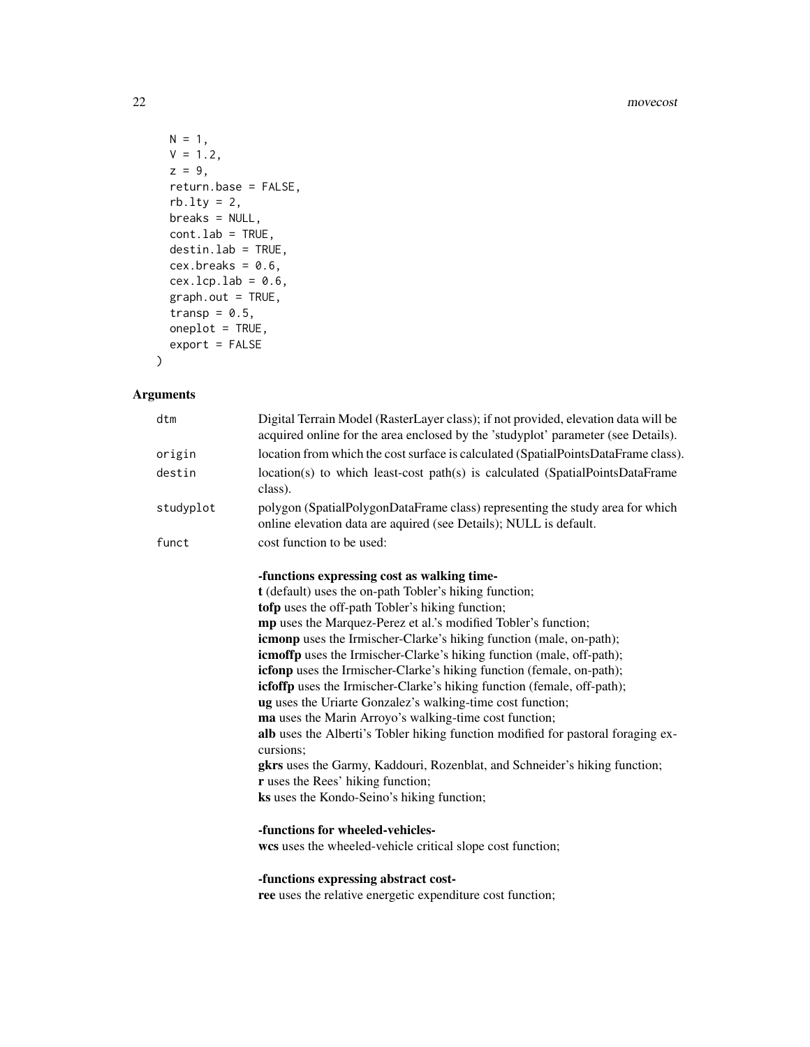```
  N = 1,
  V = 1.2,
  z = 9,
  return.base = FALSE,
  rb.lty = 2,
  breaks = NULL,
  cont.lab = TRUE,
  destin.lab = TRUE,
  cex.breaks = 0.6,
  cex.lcp.lab = 0.6,
  graph.out = TRUE,
  transp = 0.5,
  oneplot = TRUE,
  export = FALSE
)
```

## Arguments

`dtm` Digital Terrain Model (RasterLayer class); if not provided, elevation data will be acquired online for the area enclosed by the 'studyplot' parameter (see Details).

`origin` location from which the cost surface is calculated (SpatialPointsDataFrame class).

`destin` location(s) to which least-cost path(s) is calculated (SpatialPointsDataFrame class).

`studyplot` polygon (SpatialPolygonDataFrame class) representing the study area for which online elevation data are aquired (see Details); NULL is default.

`funct` cost function to be used:

**-functions expressing cost as walking time-**
**t** (default) uses the on-path Tobler's hiking function;
**tofp** uses the off-path Tobler's hiking function;
**mp** uses the Marquez-Perez et al.'s modified Tobler's function;
**icmonp** uses the Irmischer-Clarke's hiking function (male, on-path);
**icmoffp** uses the Irmischer-Clarke's hiking function (male, off-path);
**icfonp** uses the Irmischer-Clarke's hiking function (female, on-path);
**icfoffp** uses the Irmischer-Clarke's hiking function (female, off-path);
**ug** uses the Uriarte Gonzalez's walking-time cost function;
**ma** uses the Marin Arroyo's walking-time cost function;
**alb** uses the Alberti's Tobler hiking function modified for pastoral foraging excursions;
**gkrs** uses the Garmy, Kaddouri, Rozenblat, and Schneider's hiking function;
**r** uses the Rees' hiking function;
**ks** uses the Kondo-Seino's hiking function;

**-functions for wheeled-vehicles-**
**wcs** uses the wheeled-vehicle critical slope cost function;

**-functions expressing abstract cost-**
**ree** uses the relative energetic expenditure cost function;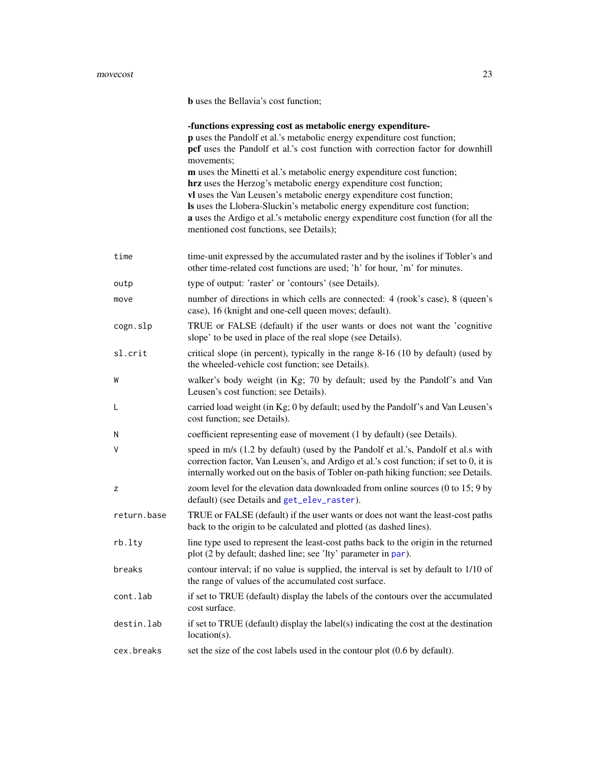**b** uses the Bellavia's cost function;

**-functions expressing cost as metabolic energy expenditure-**
**p** uses the Pandolf et al.'s metabolic energy expenditure cost function;
**pcf** uses the Pandolf et al.'s cost function with correction factor for downhill movements;
**m** uses the Minetti et al.'s metabolic energy expenditure cost function;
**hrz** uses the Herzog's metabolic energy expenditure cost function;
**vl** uses the Van Leusen's metabolic energy expenditure cost function;
**ls** uses the Llobera-Sluckin's metabolic energy expenditure cost function;
**a** uses the Ardigo et al.'s metabolic energy expenditure cost function (for all the mentioned cost functions, see Details);

| | |
|---|---|
| `time` | time-unit expressed by the accumulated raster and by the isolines if Tobler's and other time-related cost functions are used; 'h' for hour, 'm' for minutes. |
| `outp` | type of output: 'raster' or 'contours' (see Details). |
| `move` | number of directions in which cells are connected: 4 (rook's case), 8 (queen's case), 16 (knight and one-cell queen moves; default). |
| `cogn.slp` | TRUE or FALSE (default) if the user wants or does not want the 'cognitive slope' to be used in place of the real slope (see Details). |
| `sl.crit` | critical slope (in percent), typically in the range 8-16 (10 by default) (used by the wheeled-vehicle cost function; see Details). |
| `W` | walker's body weight (in Kg; 70 by default; used by the Pandolf's and Van Leusen's cost function; see Details). |
| `L` | carried load weight (in Kg; 0 by default; used by the Pandolf's and Van Leusen's cost function; see Details). |
| `N` | coefficient representing ease of movement (1 by default) (see Details). |
| `V` | speed in m/s (1.2 by default) (used by the Pandolf et al.'s, Pandolf et al.s with correction factor, Van Leusen's, and Ardigo et al.'s cost function; if set to 0, it is internally worked out on the basis of Tobler on-path hiking function; see Details. |
| `z` | zoom level for the elevation data downloaded from online sources (0 to 15; 9 by default) (see Details and `get_elev_raster`). |
| `return.base` | TRUE or FALSE (default) if the user wants or does not want the least-cost paths back to the origin to be calculated and plotted (as dashed lines). |
| `rb.lty` | line type used to represent the least-cost paths back to the origin in the returned plot (2 by default; dashed line; see 'lty' parameter in `par`). |
| `breaks` | contour interval; if no value is supplied, the interval is set by default to 1/10 of the range of values of the accumulated cost surface. |
| `cont.lab` | if set to TRUE (default) display the labels of the contours over the accumulated cost surface. |
| `destin.lab` | if set to TRUE (default) display the label(s) indicating the cost at the destination location(s). |
| `cex.breaks` | set the size of the cost labels used in the contour plot (0.6 by default). |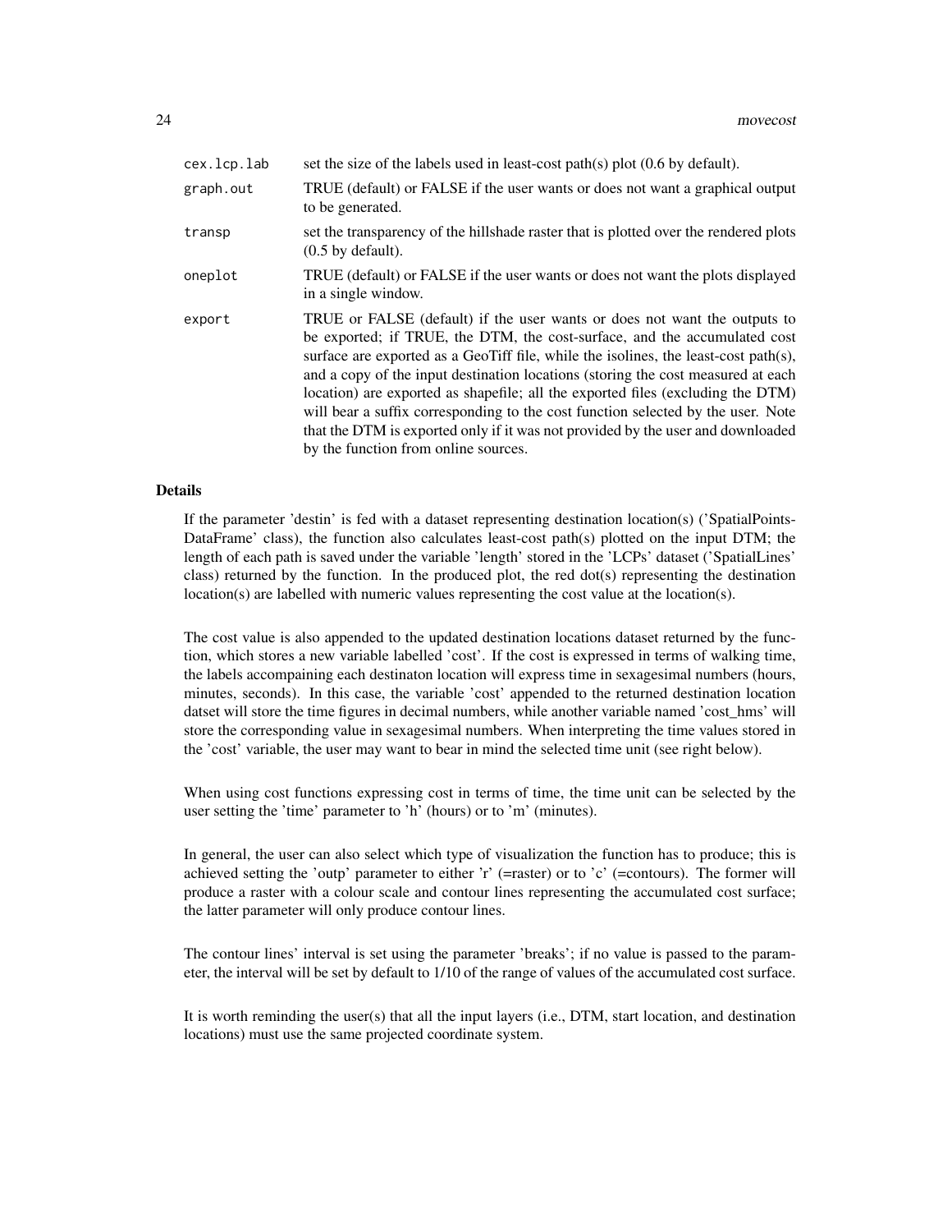| | |
|---|---|
| `cex.lcp.lab` | set the size of the labels used in least-cost path(s) plot (0.6 by default). |
| `graph.out` | TRUE (default) or FALSE if the user wants or does not want a graphical output to be generated. |
| `transp` | set the transparency of the hillshade raster that is plotted over the rendered plots (0.5 by default). |
| `oneplot` | TRUE (default) or FALSE if the user wants or does not want the plots displayed in a single window. |
| `export` | TRUE or FALSE (default) if the user wants or does not want the outputs to be exported; if TRUE, the DTM, the cost-surface, and the accumulated cost surface are exported as a GeoTiff file, while the isolines, the least-cost path(s), and a copy of the input destination locations (storing the cost measured at each location) are exported as shapefile; all the exported files (excluding the DTM) will bear a suffix corresponding to the cost function selected by the user. Note that the DTM is exported only if it was not provided by the user and downloaded by the function from online sources. |

## Details

If the parameter 'destin' is fed with a dataset representing destination location(s) ('SpatialPointsDataFrame' class), the function also calculates least-cost path(s) plotted on the input DTM; the length of each path is saved under the variable 'length' stored in the 'LCPs' dataset ('SpatialLines' class) returned by the function. In the produced plot, the red dot(s) representing the destination location(s) are labelled with numeric values representing the cost value at the location(s).

The cost value is also appended to the updated destination locations dataset returned by the function, which stores a new variable labelled 'cost'. If the cost is expressed in terms of walking time, the labels accompaining each destinaton location will express time in sexagesimal numbers (hours, minutes, seconds). In this case, the variable 'cost' appended to the returned destination location datset will store the time figures in decimal numbers, while another variable named 'cost_hms' will store the corresponding value in sexagesimal numbers. When interpreting the time values stored in the 'cost' variable, the user may want to bear in mind the selected time unit (see right below).

When using cost functions expressing cost in terms of time, the time unit can be selected by the user setting the 'time' parameter to 'h' (hours) or to 'm' (minutes).

In general, the user can also select which type of visualization the function has to produce; this is achieved setting the 'outp' parameter to either 'r' (=raster) or to 'c' (=contours). The former will produce a raster with a colour scale and contour lines representing the accumulated cost surface; the latter parameter will only produce contour lines.

The contour lines' interval is set using the parameter 'breaks'; if no value is passed to the parameter, the interval will be set by default to 1/10 of the range of values of the accumulated cost surface.

It is worth reminding the user(s) that all the input layers (i.e., DTM, start location, and destination locations) must use the same projected coordinate system.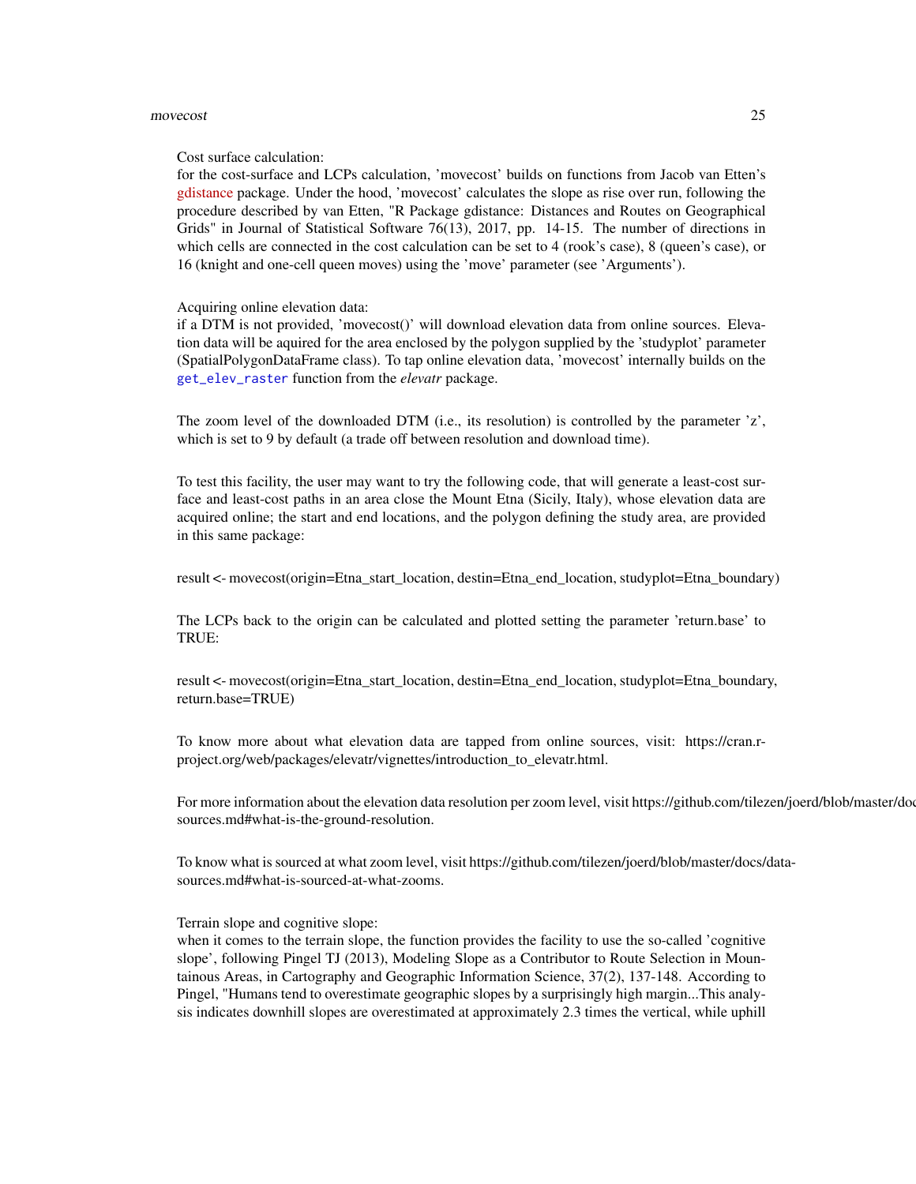Cost surface calculation:
for the cost-surface and LCPs calculation, 'movecost' builds on functions from Jacob van Etten's gdistance package. Under the hood, 'movecost' calculates the slope as rise over run, following the procedure described by van Etten, "R Package gdistance: Distances and Routes on Geographical Grids" in Journal of Statistical Software 76(13), 2017, pp. 14-15. The number of directions in which cells are connected in the cost calculation can be set to 4 (rook's case), 8 (queen's case), or 16 (knight and one-cell queen moves) using the 'move' parameter (see 'Arguments').

Acquiring online elevation data:
if a DTM is not provided, 'movecost()' will download elevation data from online sources. Elevation data will be aquired for the area enclosed by the polygon supplied by the 'studyplot' parameter (SpatialPolygonDataFrame class). To tap online elevation data, 'movecost' internally builds on the `get_elev_raster` function from the *elevatr* package.

The zoom level of the downloaded DTM (i.e., its resolution) is controlled by the parameter 'z', which is set to 9 by default (a trade off between resolution and download time).

To test this facility, the user may want to try the following code, that will generate a least-cost surface and least-cost paths in an area close the Mount Etna (Sicily, Italy), whose elevation data are acquired online; the start and end locations, and the polygon defining the study area, are provided in this same package:

result <- movecost(origin=Etna_start_location, destin=Etna_end_location, studyplot=Etna_boundary)

The LCPs back to the origin can be calculated and plotted setting the parameter 'return.base' to TRUE:

result <- movecost(origin=Etna_start_location, destin=Etna_end_location, studyplot=Etna_boundary, return.base=TRUE)

To know more about what elevation data are tapped from online sources, visit: https://cran.r-project.org/web/packages/elevatr/vignettes/introduction_to_elevatr.html.

For more information about the elevation data resolution per zoom level, visit https://github.com/tilezen/joerd/blob/master/docs/data-sources.md#what-is-the-ground-resolution.

To know what is sourced at what zoom level, visit https://github.com/tilezen/joerd/blob/master/docs/data-sources.md#what-is-sourced-at-what-zooms.

Terrain slope and cognitive slope:
when it comes to the terrain slope, the function provides the facility to use the so-called 'cognitive slope', following Pingel TJ (2013), Modeling Slope as a Contributor to Route Selection in Mountainous Areas, in Cartography and Geographic Information Science, 37(2), 137-148. According to Pingel, "Humans tend to overestimate geographic slopes by a surprisingly high margin...This analysis indicates downhill slopes are overestimated at approximately 2.3 times the vertical, while uphill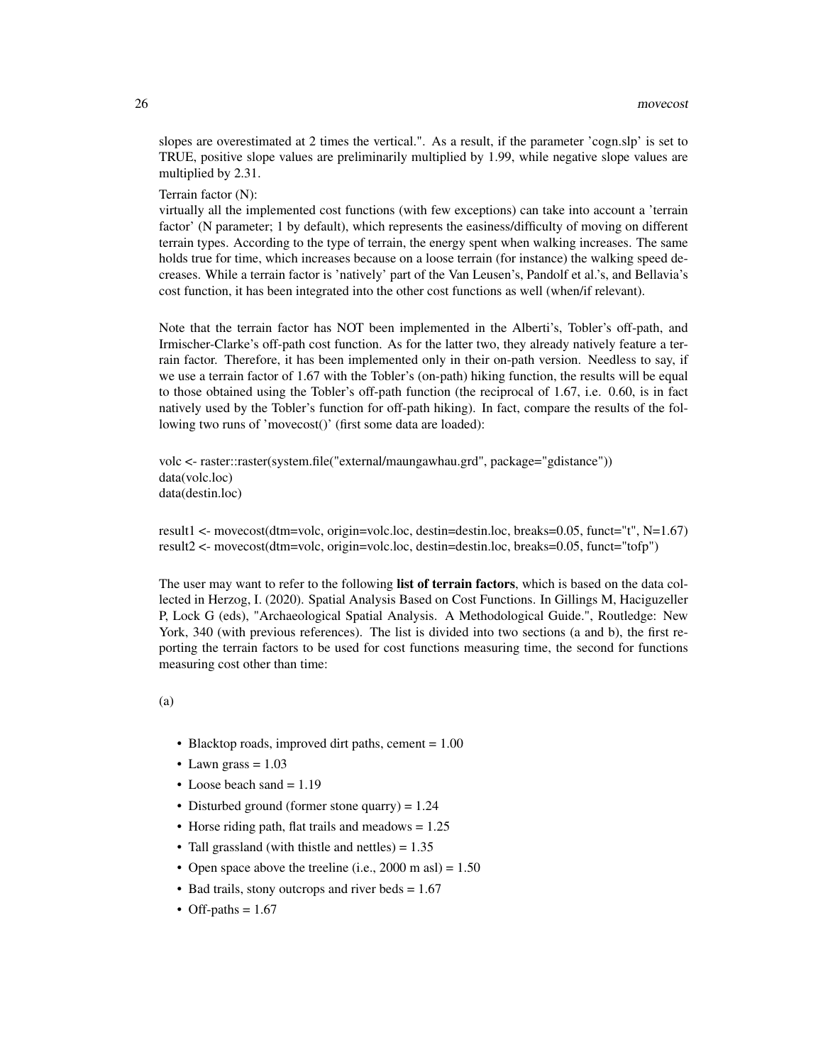slopes are overestimated at 2 times the vertical.". As a result, if the parameter 'cogn.slp' is set to TRUE, positive slope values are preliminarily multiplied by 1.99, while negative slope values are multiplied by 2.31.

Terrain factor (N):
virtually all the implemented cost functions (with few exceptions) can take into account a 'terrain factor' (N parameter; 1 by default), which represents the easiness/difficulty of moving on different terrain types. According to the type of terrain, the energy spent when walking increases. The same holds true for time, which increases because on a loose terrain (for instance) the walking speed decreases. While a terrain factor is 'natively' part of the Van Leusen's, Pandolf et al.'s, and Bellavia's cost function, it has been integrated into the other cost functions as well (when/if relevant).

Note that the terrain factor has NOT been implemented in the Alberti's, Tobler's off-path, and Irmischer-Clarke's off-path cost function. As for the latter two, they already natively feature a terrain factor. Therefore, it has been implemented only in their on-path version. Needless to say, if we use a terrain factor of 1.67 with the Tobler's (on-path) hiking function, the results will be equal to those obtained using the Tobler's off-path function (the reciprocal of 1.67, i.e. 0.60, is in fact natively used by the Tobler's function for off-path hiking). In fact, compare the results of the following two runs of 'movecost()' (first some data are loaded):

```
volc <- raster::raster(system.file("external/maungawhau.grd", package="gdistance"))
data(volc.loc)
data(destin.loc)

result1 <- movecost(dtm=volc, origin=volc.loc, destin=destin.loc, breaks=0.05, funct="t", N=1.67)
result2 <- movecost(dtm=volc, origin=volc.loc, destin=destin.loc, breaks=0.05, funct="tofp")
```

The user may want to refer to the following **list of terrain factors**, which is based on the data collected in Herzog, I. (2020). Spatial Analysis Based on Cost Functions. In Gillings M, Haciguzeller P, Lock G (eds), "Archaeological Spatial Analysis. A Methodological Guide.", Routledge: New York, 340 (with previous references). The list is divided into two sections (a and b), the first reporting the terrain factors to be used for cost functions measuring time, the second for functions measuring cost other than time:

(a)

- Blacktop roads, improved dirt paths, cement = 1.00
- Lawn grass = 1.03
- Loose beach sand = 1.19
- Disturbed ground (former stone quarry) = 1.24
- Horse riding path, flat trails and meadows = 1.25
- Tall grassland (with thistle and nettles) = 1.35
- Open space above the treeline (i.e., 2000 m asl) = 1.50
- Bad trails, stony outcrops and river beds = 1.67
- Off-paths = 1.67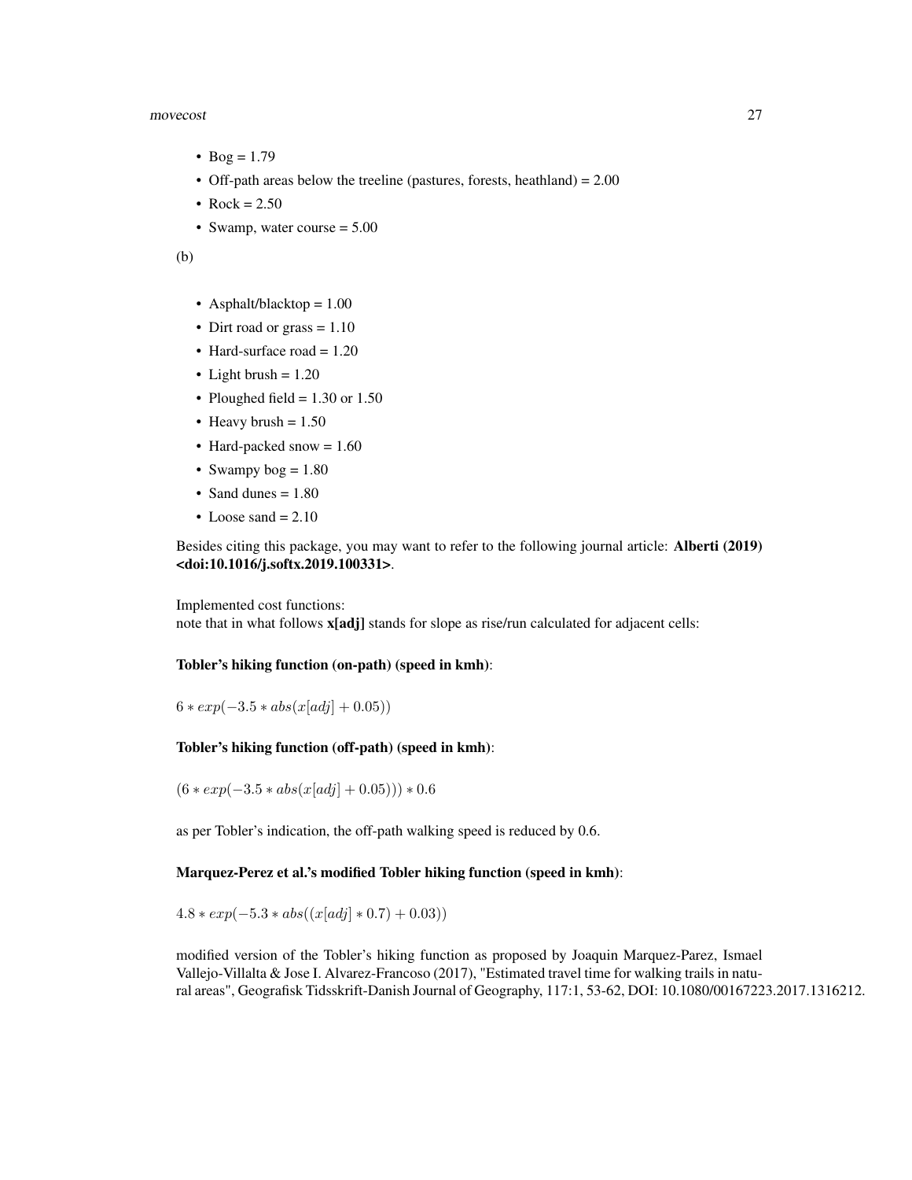- Bog = 1.79
- Off-path areas below the treeline (pastures, forests, heathland) = 2.00
- Rock = 2.50
- Swamp, water course = 5.00

(b)

- Asphalt/blacktop = 1.00
- Dirt road or grass = 1.10
- Hard-surface road = 1.20
- Light brush = 1.20
- Ploughed field = 1.30 or 1.50
- Heavy brush = 1.50
- Hard-packed snow = 1.60
- Swampy bog = 1.80
- Sand dunes = 1.80
- Loose sand = 2.10

Besides citing this package, you may want to refer to the following journal article: **Alberti (2019) <doi:10.1016/j.softx.2019.100331>**.

Implemented cost functions:
note that in what follows **x[adj]** stands for slope as rise/run calculated for adjacent cells:

**Tobler's hiking function (on-path) (speed in kmh)**:

$6 * exp(-3.5 * abs(x[adj] + 0.05))$

**Tobler's hiking function (off-path) (speed in kmh)**:

$(6 * exp(-3.5 * abs(x[adj] + 0.05))) * 0.6$

as per Tobler's indication, the off-path walking speed is reduced by 0.6.

**Marquez-Perez et al.'s modified Tobler hiking function (speed in kmh)**:

$4.8 * exp(-5.3 * abs((x[adj] * 0.7) + 0.03))$

modified version of the Tobler's hiking function as proposed by Joaquin Marquez-Parez, Ismael Vallejo-Villalta & Jose I. Alvarez-Francoso (2017), "Estimated travel time for walking trails in natural areas", Geografisk Tidsskrift-Danish Journal of Geography, 117:1, 53-62, DOI: 10.1080/00167223.2017.1316212.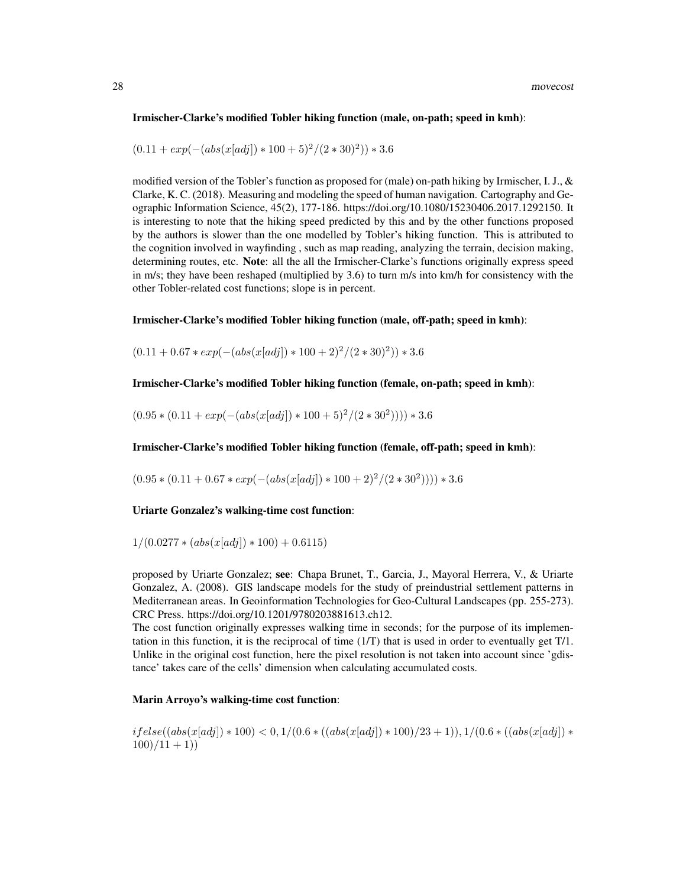**Irmischer-Clarke's modified Tobler hiking function (male, on-path; speed in kmh)**:

$(0.11 + exp(-(abs(x[adj]) * 100 + 5)^2/(2 * 30)^2)) * 3.6$

modified version of the Tobler's function as proposed for (male) on-path hiking by Irmischer, I. J., & Clarke, K. C. (2018). Measuring and modeling the speed of human navigation. Cartography and Geographic Information Science, 45(2), 177-186. https://doi.org/10.1080/15230406.2017.1292150. It is interesting to note that the hiking speed predicted by this and by the other functions proposed by the authors is slower than the one modelled by Tobler's hiking function. This is attributed to the cognition involved in wayfinding , such as map reading, analyzing the terrain, decision making, determining routes, etc. **Note**: all the all the Irmischer-Clarke's functions originally express speed in m/s; they have been reshaped (multiplied by 3.6) to turn m/s into km/h for consistency with the other Tobler-related cost functions; slope is in percent.

**Irmischer-Clarke's modified Tobler hiking function (male, off-path; speed in kmh)**:

$(0.11 + 0.67 * exp(-(abs(x[adj]) * 100 + 2)^2/(2 * 30)^2)) * 3.6$

**Irmischer-Clarke's modified Tobler hiking function (female, on-path; speed in kmh)**:

$(0.95 * (0.11 + exp(-(abs(x[adj]) * 100 + 5)^2/(2 * 30^2)))) * 3.6$

**Irmischer-Clarke's modified Tobler hiking function (female, off-path; speed in kmh)**:

$(0.95 * (0.11 + 0.67 * exp(-(abs(x[adj]) * 100 + 2)^2/(2 * 30^2)))) * 3.6$

**Uriarte Gonzalez's walking-time cost function**:

$1/(0.0277 * (abs(x[adj]) * 100) + 0.6115)$

proposed by Uriarte Gonzalez; **see**: Chapa Brunet, T., Garcia, J., Mayoral Herrera, V., & Uriarte Gonzalez, A. (2008). GIS landscape models for the study of preindustrial settlement patterns in Mediterranean areas. In Geoinformation Technologies for Geo-Cultural Landscapes (pp. 255-273). CRC Press. https://doi.org/10.1201/9780203881613.ch12.
The cost function originally expresses walking time in seconds; for the purpose of its implementation in this function, it is the reciprocal of time (1/T) that is used in order to eventually get T/1. Unlike in the original cost function, here the pixel resolution is not taken into account since 'gdistance' takes care of the cells' dimension when calculating accumulated costs.

**Marin Arroyo's walking-time cost function**:

$ifelse((abs(x[adj]) * 100) < 0, 1/(0.6 * ((abs(x[adj]) * 100)/23 + 1)), 1/(0.6 * ((abs(x[adj]) * 100)/11 + 1))$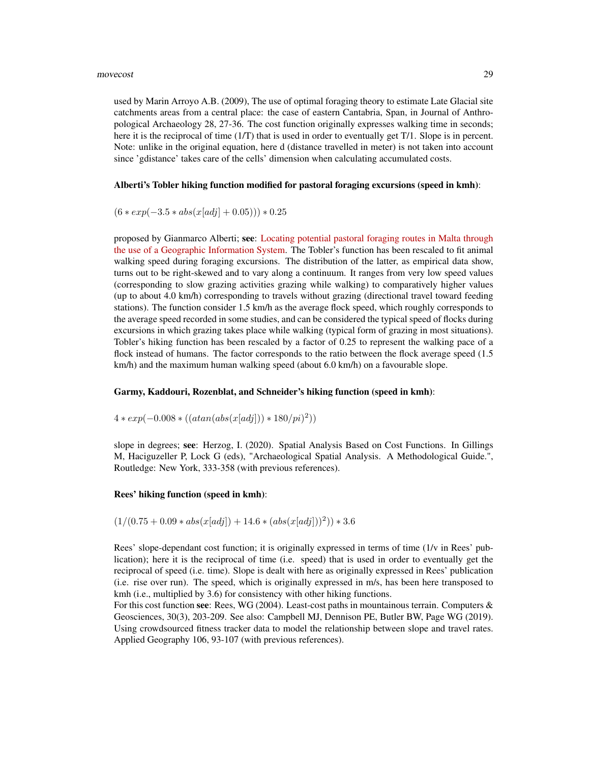used by Marin Arroyo A.B. (2009), The use of optimal foraging theory to estimate Late Glacial site catchments areas from a central place: the case of eastern Cantabria, Span, in Journal of Anthropological Archaeology 28, 27-36. The cost function originally expresses walking time in seconds; here it is the reciprocal of time (1/T) that is used in order to eventually get T/1. Slope is in percent. Note: unlike in the original equation, here d (distance travelled in meter) is not taken into account since 'gdistance' takes care of the cells' dimension when calculating accumulated costs.

**Alberti's Tobler hiking function modified for pastoral foraging excursions (speed in kmh)**:

$(6 * exp(-3.5 * abs(x[adj] + 0.05))) * 0.25$

proposed by Gianmarco Alberti; **see**: Locating potential pastoral foraging routes in Malta through the use of a Geographic Information System. The Tobler's function has been rescaled to fit animal walking speed during foraging excursions. The distribution of the latter, as empirical data show, turns out to be right-skewed and to vary along a continuum. It ranges from very low speed values (corresponding to slow grazing activities grazing while walking) to comparatively higher values (up to about 4.0 km/h) corresponding to travels without grazing (directional travel toward feeding stations). The function consider 1.5 km/h as the average flock speed, which roughly corresponds to the average speed recorded in some studies, and can be considered the typical speed of flocks during excursions in which grazing takes place while walking (typical form of grazing in most situations). Tobler's hiking function has been rescaled by a factor of 0.25 to represent the walking pace of a flock instead of humans. The factor corresponds to the ratio between the flock average speed (1.5 km/h) and the maximum human walking speed (about 6.0 km/h) on a favourable slope.

**Garmy, Kaddouri, Rozenblat, and Schneider's hiking function (speed in kmh)**:

$4 * exp(-0.008 * ((atan(abs(x[adj])) * 180/pi)^2))$

slope in degrees; **see**: Herzog, I. (2020). Spatial Analysis Based on Cost Functions. In Gillings M, Haciguzeller P, Lock G (eds), "Archaeological Spatial Analysis. A Methodological Guide.", Routledge: New York, 333-358 (with previous references).

**Rees' hiking function (speed in kmh)**:

$(1/(0.75 + 0.09 * abs(x[adj]) + 14.6 * (abs(x[adj]))^2)) * 3.6$

Rees' slope-dependant cost function; it is originally expressed in terms of time (1/v in Rees' publication); here it is the reciprocal of time (i.e. speed) that is used in order to eventually get the reciprocal of speed (i.e. time). Slope is dealt with here as originally expressed in Rees' publication (i.e. rise over run). The speed, which is originally expressed in m/s, has been here transposed to kmh (i.e., multiplied by 3.6) for consistency with other hiking functions.

For this cost function **see**: Rees, WG (2004). Least-cost paths in mountainous terrain. Computers & Geosciences, 30(3), 203-209. See also: Campbell MJ, Dennison PE, Butler BW, Page WG (2019). Using crowdsourced fitness tracker data to model the relationship between slope and travel rates. Applied Geography 106, 93-107 (with previous references).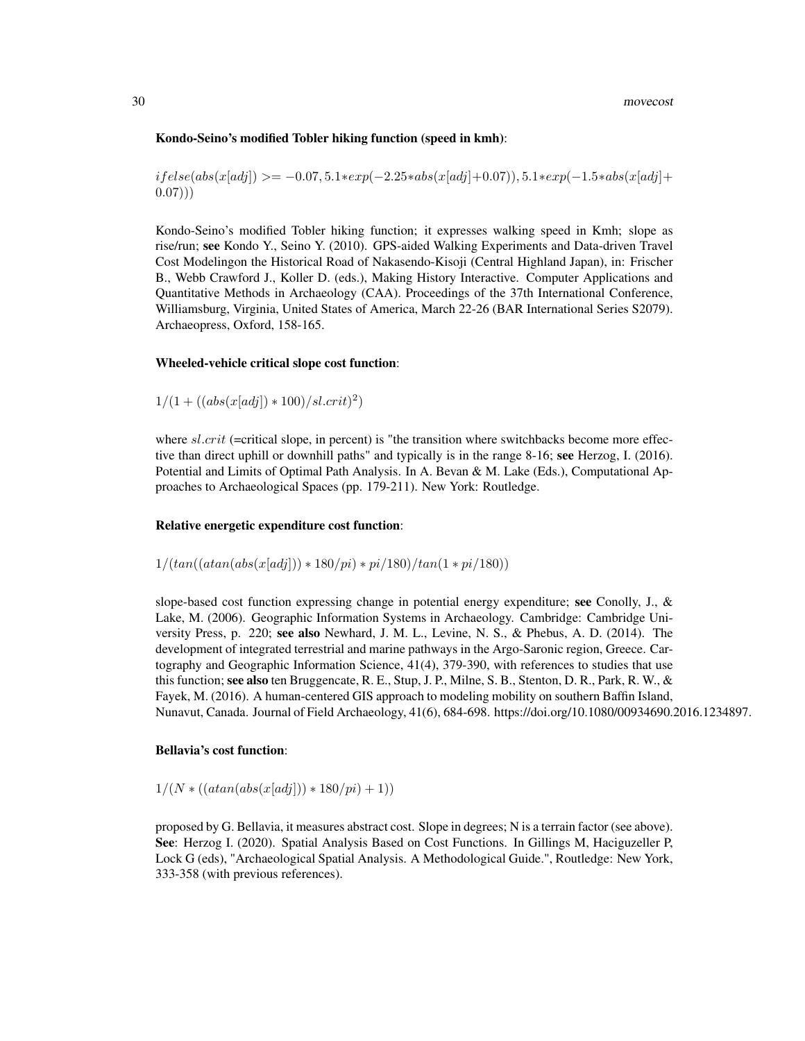**Kondo-Seino's modified Tobler hiking function (speed in kmh)**:

$ifelse(abs(x[adj]) >= -0.07, 5.1*exp(-2.25*abs(x[adj]+0.07)), 5.1*exp(-1.5*abs(x[adj]+0.07)))$

Kondo-Seino's modified Tobler hiking function; it expresses walking speed in Kmh; slope as rise/run; **see** Kondo Y., Seino Y. (2010). GPS-aided Walking Experiments and Data-driven Travel Cost Modelingon the Historical Road of Nakasendo-Kisoji (Central Highland Japan), in: Frischer B., Webb Crawford J., Koller D. (eds.), Making History Interactive. Computer Applications and Quantitative Methods in Archaeology (CAA). Proceedings of the 37th International Conference, Williamsburg, Virginia, United States of America, March 22-26 (BAR International Series S2079). Archaeopress, Oxford, 158-165.

**Wheeled-vehicle critical slope cost function**:

$1/(1 + ((abs(x[adj]) * 100)/sl.crit)^2)$

where $sl.crit$ (=critical slope, in percent) is "the transition where switchbacks become more effective than direct uphill or downhill paths" and typically is in the range 8-16; **see** Herzog, I. (2016). Potential and Limits of Optimal Path Analysis. In A. Bevan & M. Lake (Eds.), Computational Approaches to Archaeological Spaces (pp. 179-211). New York: Routledge.

**Relative energetic expenditure cost function**:

$1/(tan((atan(abs(x[adj])) * 180/pi) * pi/180)/tan(1 * pi/180))$

slope-based cost function expressing change in potential energy expenditure; **see** Conolly, J., & Lake, M. (2006). Geographic Information Systems in Archaeology. Cambridge: Cambridge University Press, p. 220; **see also** Newhard, J. M. L., Levine, N. S., & Phebus, A. D. (2014). The development of integrated terrestrial and marine pathways in the Argo-Saronic region, Greece. Cartography and Geographic Information Science, 41(4), 379-390, with references to studies that use this function; **see also** ten Bruggencate, R. E., Stup, J. P., Milne, S. B., Stenton, D. R., Park, R. W., & Fayek, M. (2016). A human-centered GIS approach to modeling mobility on southern Baffin Island, Nunavut, Canada. Journal of Field Archaeology, 41(6), 684-698. https://doi.org/10.1080/00934690.2016.1234897.

**Bellavia's cost function**:

$1/(N * ((atan(abs(x[adj])) * 180/pi) + 1))$

proposed by G. Bellavia, it measures abstract cost. Slope in degrees; N is a terrain factor (see above). **See**: Herzog I. (2020). Spatial Analysis Based on Cost Functions. In Gillings M, Haciguzeller P, Lock G (eds), "Archaeological Spatial Analysis. A Methodological Guide.", Routledge: New York, 333-358 (with previous references).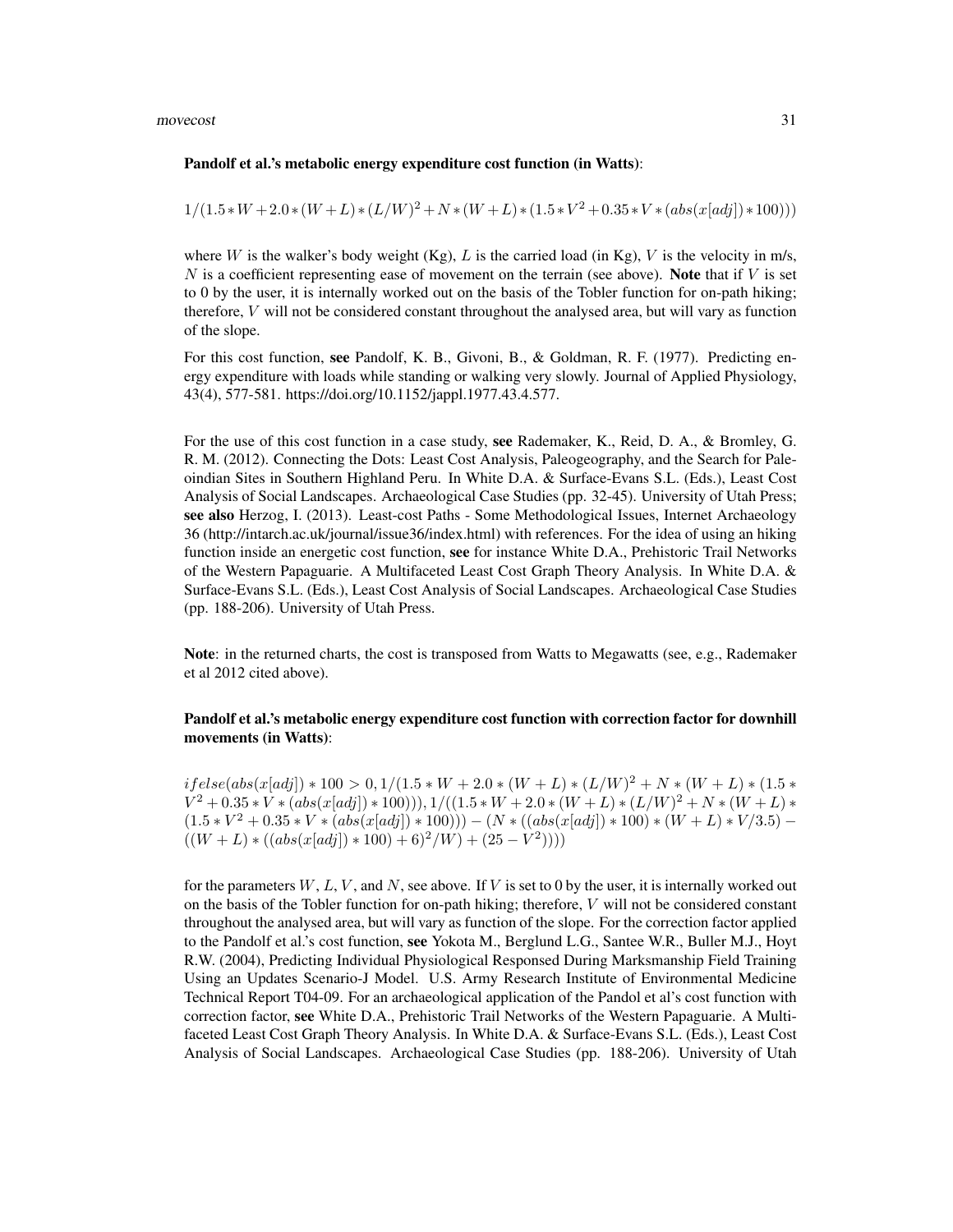**Pandolf et al.'s metabolic energy expenditure cost function (in Watts)**:

$$1/(1.5*W+2.0*(W+L)*(L/W)^2+N*(W+L)*(1.5*V^2+0.35*V*(abs(x[adj])*100)))$$

where $W$ is the walker's body weight (Kg), $L$ is the carried load (in Kg), $V$ is the velocity in m/s, $N$ is a coefficient representing ease of movement on the terrain (see above). **Note** that if $V$ is set to 0 by the user, it is internally worked out on the basis of the Tobler function for on-path hiking; therefore, $V$ will not be considered constant throughout the analysed area, but will vary as function of the slope.

For this cost function, **see** Pandolf, K. B., Givoni, B., & Goldman, R. F. (1977). Predicting energy expenditure with loads while standing or walking very slowly. Journal of Applied Physiology, 43(4), 577-581. https://doi.org/10.1152/jappl.1977.43.4.577.

For the use of this cost function in a case study, **see** Rademaker, K., Reid, D. A., & Bromley, G. R. M. (2012). Connecting the Dots: Least Cost Analysis, Paleogeography, and the Search for Paleoindian Sites in Southern Highland Peru. In White D.A. & Surface-Evans S.L. (Eds.), Least Cost Analysis of Social Landscapes. Archaeological Case Studies (pp. 32-45). University of Utah Press; **see also** Herzog, I. (2013). Least-cost Paths - Some Methodological Issues, Internet Archaeology 36 (http://intarch.ac.uk/journal/issue36/index.html) with references. For the idea of using an hiking function inside an energetic cost function, **see** for instance White D.A., Prehistoric Trail Networks of the Western Papaguarie. A Multifaceted Least Cost Graph Theory Analysis. In White D.A. & Surface-Evans S.L. (Eds.), Least Cost Analysis of Social Landscapes. Archaeological Case Studies (pp. 188-206). University of Utah Press.

**Note**: in the returned charts, the cost is transposed from Watts to Megawatts (see, e.g., Rademaker et al 2012 cited above).

**Pandolf et al.'s metabolic energy expenditure cost function with correction factor for downhill movements (in Watts)**:

$$ifelse(abs(x[adj])*100>0, 1/(1.5*W+2.0*(W+L)*(L/W)^2+N*(W+L)*(1.5*V^2+0.35*V*(abs(x[adj])*100))), 1/((1.5*W+2.0*(W+L)*(L/W)^2+N*(W+L)*(1.5*V^2+0.35*V*(abs(x[adj])*100)))-(N*((abs(x[adj])*100)*(W+L)*V/3.5)-((W+L)*((abs(x[adj])*100)+6)^2/W)+(25-V^2))))$$

for the parameters $W$, $L$, $V$, and $N$, see above. If $V$ is set to 0 by the user, it is internally worked out on the basis of the Tobler function for on-path hiking; therefore, $V$ will not be considered constant throughout the analysed area, but will vary as function of the slope. For the correction factor applied to the Pandolf et al.'s cost function, **see** Yokota M., Berglund L.G., Santee W.R., Buller M.J., Hoyt R.W. (2004), Predicting Individual Physiological Responsed During Marksmanship Field Training Using an Updates Scenario-J Model. U.S. Army Research Institute of Environmental Medicine Technical Report T04-09. For an archaeological application of the Pandol et al's cost function with correction factor, **see** White D.A., Prehistoric Trail Networks of the Western Papaguarie. A Multifaceted Least Cost Graph Theory Analysis. In White D.A. & Surface-Evans S.L. (Eds.), Least Cost Analysis of Social Landscapes. Archaeological Case Studies (pp. 188-206). University of Utah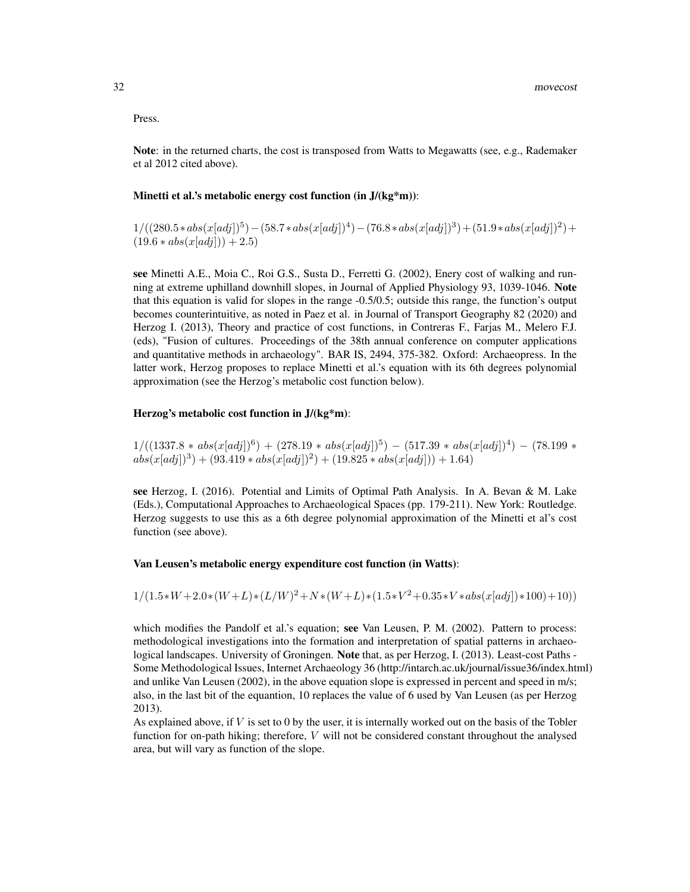Press.

**Note**: in the returned charts, the cost is transposed from Watts to Megawatts (see, e.g., Rademaker et al 2012 cited above).

**Minetti et al.'s metabolic energy cost function (in J/(kg*m))**:

$$1/((280.5*abs(x[adj])^5)-(58.7*abs(x[adj])^4)-(76.8*abs(x[adj])^3)+(51.9*abs(x[adj])^2)+(19.6*abs(x[adj]))+2.5)$$

**see** Minetti A.E., Moia C., Roi G.S., Susta D., Ferretti G. (2002), Enery cost of walking and running at extreme uphilland downhill slopes, in Journal of Applied Physiology 93, 1039-1046. **Note** that this equation is valid for slopes in the range -0.5/0.5; outside this range, the function's output becomes counterintuitive, as noted in Paez et al. in Journal of Transport Geography 82 (2020) and Herzog I. (2013), Theory and practice of cost functions, in Contreras F., Farjas M., Melero F.J. (eds), "Fusion of cultures. Proceedings of the 38th annual conference on computer applications and quantitative methods in archaeology". BAR IS, 2494, 375-382. Oxford: Archaeopress. In the latter work, Herzog proposes to replace Minetti et al.'s equation with its 6th degrees polynomial approximation (see the Herzog's metabolic cost function below).

**Herzog's metabolic cost function in J/(kg*m)**:

$$1/((1337.8*abs(x[adj])^6)+(278.19*abs(x[adj])^5)-(517.39*abs(x[adj])^4)-(78.199*abs(x[adj])^3)+(93.419*abs(x[adj])^2)+(19.825*abs(x[adj]))+1.64)$$

**see** Herzog, I. (2016). Potential and Limits of Optimal Path Analysis. In A. Bevan & M. Lake (Eds.), Computational Approaches to Archaeological Spaces (pp. 179-211). New York: Routledge. Herzog suggests to use this as a 6th degree polynomial approximation of the Minetti et al's cost function (see above).

**Van Leusen's metabolic energy expenditure cost function (in Watts)**:

$$1/(1.5*W+2.0*(W+L)*(L/W)^2+N*(W+L)*(1.5*V^2+0.35*V*abs(x[adj])*100)+10))$$

which modifies the Pandolf et al.'s equation; **see** Van Leusen, P. M. (2002). Pattern to process: methodological investigations into the formation and interpretation of spatial patterns in archaeological landscapes. University of Groningen. **Note** that, as per Herzog, I. (2013). Least-cost Paths - Some Methodological Issues, Internet Archaeology 36 (http://intarch.ac.uk/journal/issue36/index.html) and unlike Van Leusen (2002), in the above equation slope is expressed in percent and speed in m/s; also, in the last bit of the equantion, 10 replaces the value of 6 used by Van Leusen (as per Herzog 2013).

As explained above, if $V$ is set to 0 by the user, it is internally worked out on the basis of the Tobler function for on-path hiking; therefore, $V$ will not be considered constant throughout the analysed area, but will vary as function of the slope.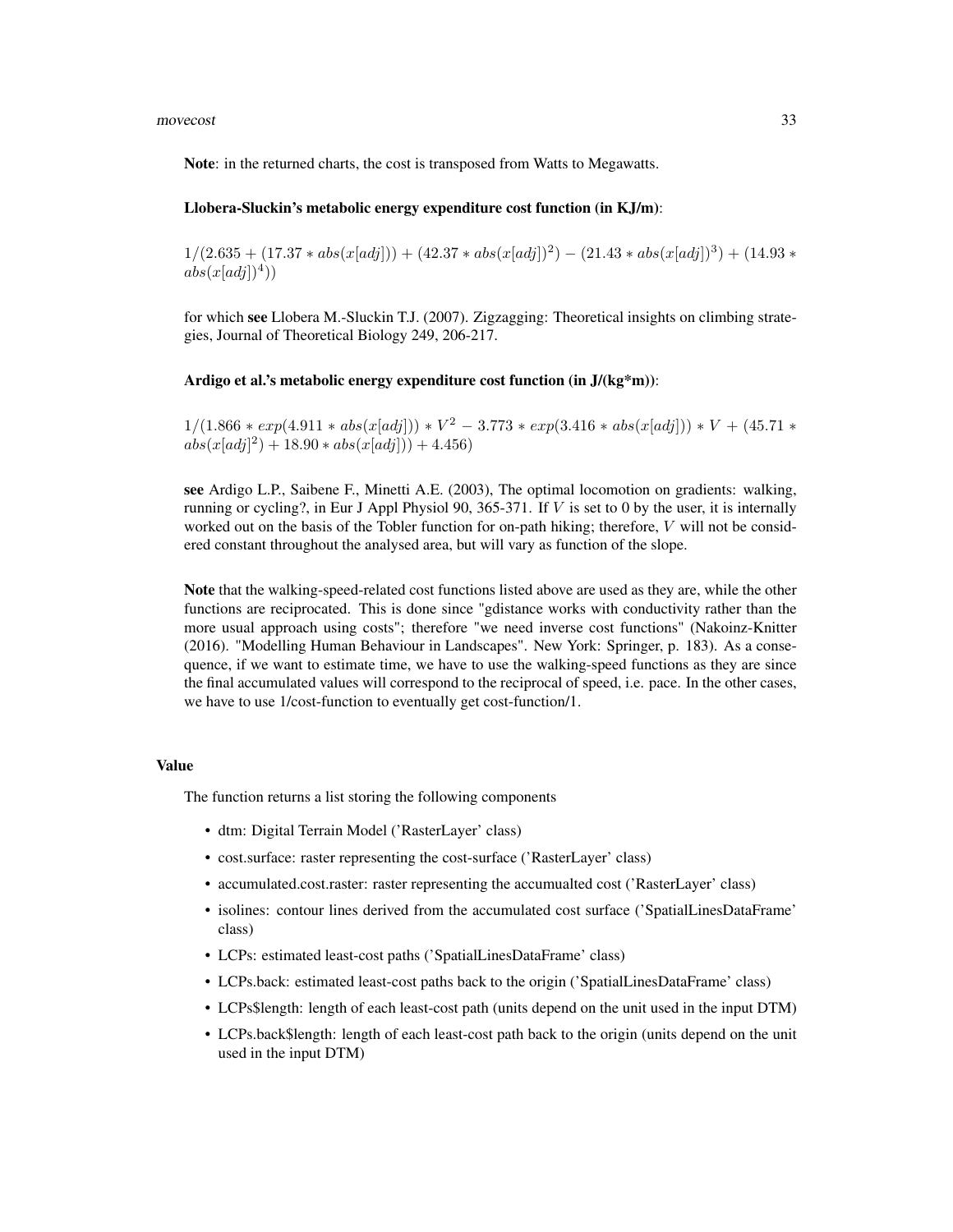**Note**: in the returned charts, the cost is transposed from Watts to Megawatts.

**Llobera-Sluckin's metabolic energy expenditure cost function (in KJ/m)**:

$1/(2.635 + (17.37 * abs(x[adj])) + (42.37 * abs(x[adj])^2) - (21.43 * abs(x[adj])^3) + (14.93 * abs(x[adj])^4))$

for which **see** Llobera M.-Sluckin T.J. (2007). Zigzagging: Theoretical insights on climbing strategies, Journal of Theoretical Biology 249, 206-217.

**Ardigo et al.'s metabolic energy expenditure cost function (in J/(kg*m))**:

$1/(1.866 * exp(4.911 * abs(x[adj])) * V^2 - 3.773 * exp(3.416 * abs(x[adj])) * V + (45.71 * abs(x[adj]^2) + 18.90 * abs(x[adj])) + 4.456)$

**see** Ardigo L.P., Saibene F., Minetti A.E. (2003), The optimal locomotion on gradients: walking, running or cycling?, in Eur J Appl Physiol 90, 365-371. If $V$ is set to 0 by the user, it is internally worked out on the basis of the Tobler function for on-path hiking; therefore, $V$ will not be considered constant throughout the analysed area, but will vary as function of the slope.

**Note** that the walking-speed-related cost functions listed above are used as they are, while the other functions are reciprocated. This is done since "gdistance works with conductivity rather than the more usual approach using costs"; therefore "we need inverse cost functions" (Nakoinz-Knitter (2016). "Modelling Human Behaviour in Landscapes". New York: Springer, p. 183). As a consequence, if we want to estimate time, we have to use the walking-speed functions as they are since the final accumulated values will correspond to the reciprocal of speed, i.e. pace. In the other cases, we have to use 1/cost-function to eventually get cost-function/1.

## Value

The function returns a list storing the following components

- dtm: Digital Terrain Model ('RasterLayer' class)
- cost.surface: raster representing the cost-surface ('RasterLayer' class)
- accumulated.cost.raster: raster representing the accumualted cost ('RasterLayer' class)
- isolines: contour lines derived from the accumulated cost surface ('SpatialLinesDataFrame' class)
- LCPs: estimated least-cost paths ('SpatialLinesDataFrame' class)
- LCPs.back: estimated least-cost paths back to the origin ('SpatialLinesDataFrame' class)
- LCPs$length: length of each least-cost path (units depend on the unit used in the input DTM)
- LCPs.back$length: length of each least-cost path back to the origin (units depend on the unit used in the input DTM)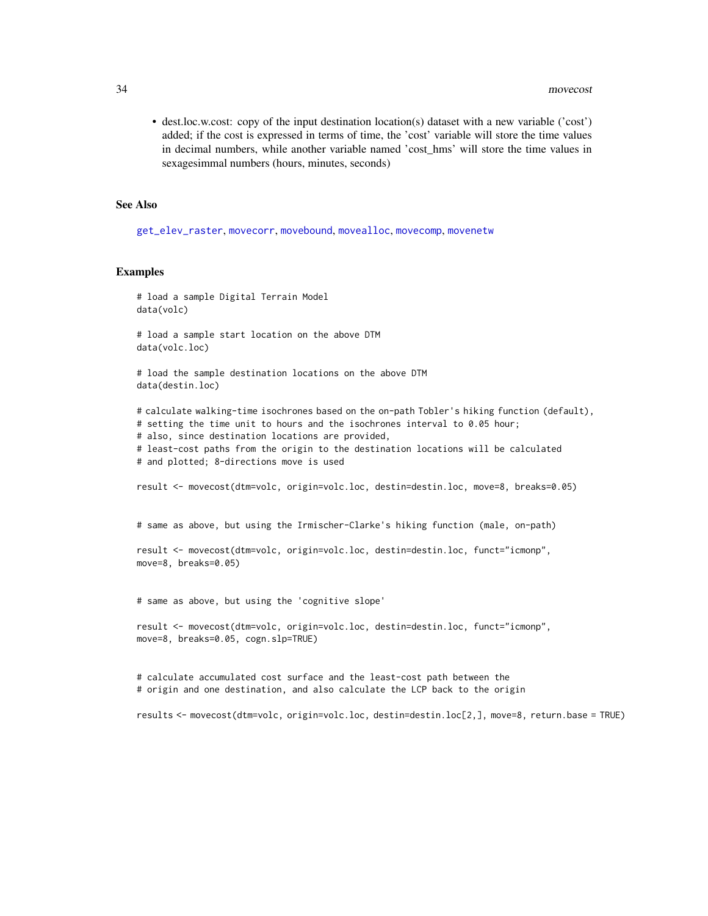- dest.loc.w.cost: copy of the input destination location(s) dataset with a new variable ('cost') added; if the cost is expressed in terms of time, the 'cost' variable will store the time values in decimal numbers, while another variable named 'cost_hms' will store the time values in sexagesimmal numbers (hours, minutes, seconds)

## See Also

get_elev_raster, movecorr, movebound, movealloc, movecomp, movenetw

## Examples

```
# load a sample Digital Terrain Model
data(volc)

# load a sample start location on the above DTM
data(volc.loc)

# load the sample destination locations on the above DTM
data(destin.loc)

# calculate walking-time isochrones based on the on-path Tobler's hiking function (default),
# setting the time unit to hours and the isochrones interval to 0.05 hour;
# also, since destination locations are provided,
# least-cost paths from the origin to the destination locations will be calculated
# and plotted; 8-directions move is used

result <- movecost(dtm=volc, origin=volc.loc, destin=destin.loc, move=8, breaks=0.05)


# same as above, but using the Irmischer-Clarke's hiking function (male, on-path)

result <- movecost(dtm=volc, origin=volc.loc, destin=destin.loc, funct="icmonp",
move=8, breaks=0.05)


# same as above, but using the 'cognitive slope'

result <- movecost(dtm=volc, origin=volc.loc, destin=destin.loc, funct="icmonp",
move=8, breaks=0.05, cogn.slp=TRUE)


# calculate accumulated cost surface and the least-cost path between the
# origin and one destination, and also calculate the LCP back to the origin

results <- movecost(dtm=volc, origin=volc.loc, destin=destin.loc[2,], move=8, return.base = TRUE)
```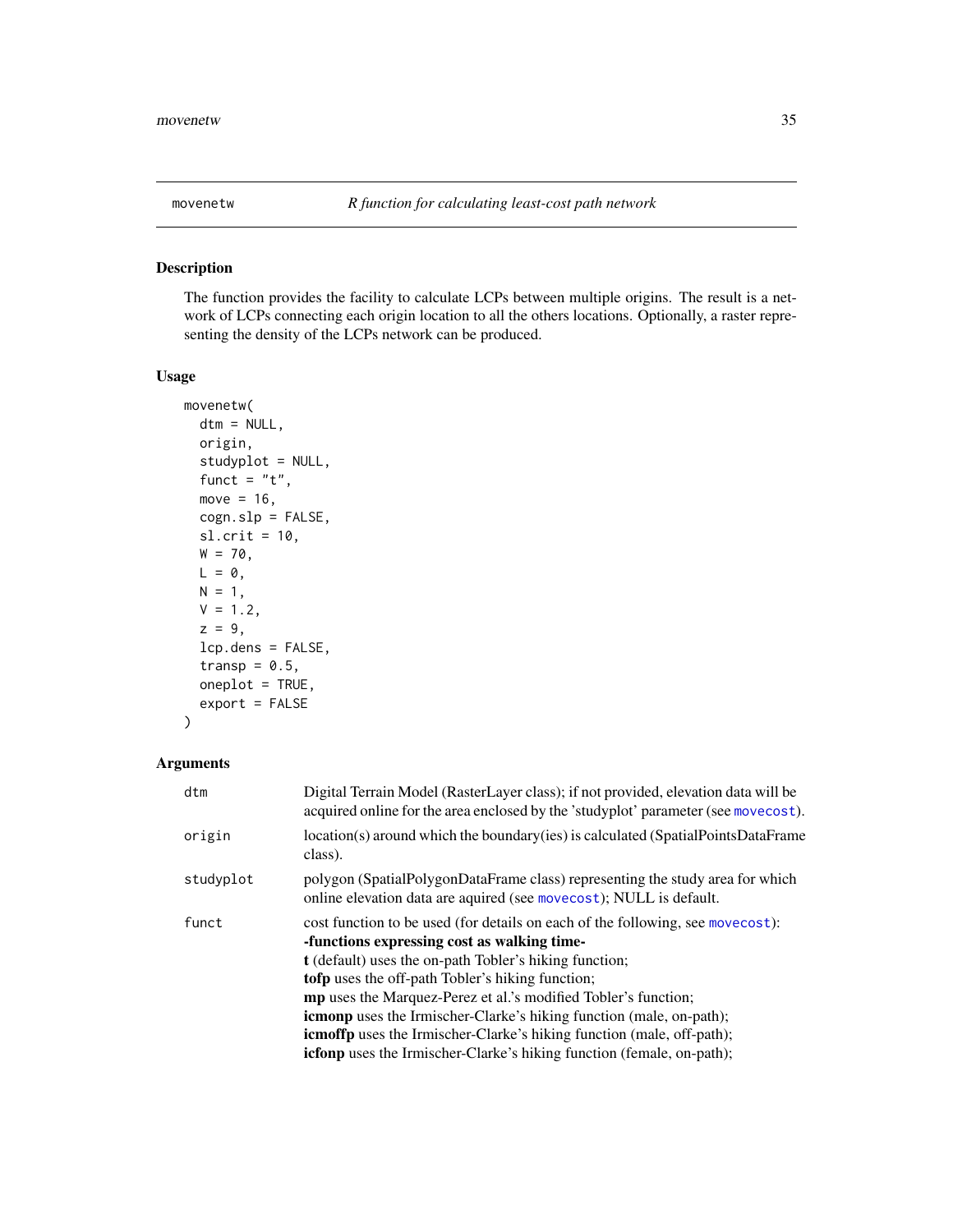## movenetw — *R function for calculating least-cost path network*

### Description

The function provides the facility to calculate LCPs between multiple origins. The result is a network of LCPs connecting each origin location to all the others locations. Optionally, a raster representing the density of the LCPs network can be produced.

### Usage

```
movenetw(
  dtm = NULL,
  origin,
  studyplot = NULL,
  funct = "t",
  move = 16,
  cogn.slp = FALSE,
  sl.crit = 10,
  W = 70,
  L = 0,
  N = 1,
  V = 1.2,
  z = 9,
  lcp.dens = FALSE,
  transp = 0.5,
  oneplot = TRUE,
  export = FALSE
)
```

### Arguments

| | |
|---|---|
| dtm | Digital Terrain Model (RasterLayer class); if not provided, elevation data will be acquired online for the area enclosed by the 'studyplot' parameter (see movecost). |
| origin | location(s) around which the boundary(ies) is calculated (SpatialPointsDataFrame class). |
| studyplot | polygon (SpatialPolygonDataFrame class) representing the study area for which online elevation data are aquired (see movecost); NULL is default. |
| funct | cost function to be used (for details on each of the following, see movecost):<br>**-functions expressing cost as walking time-**<br>**t** (default) uses the on-path Tobler's hiking function;<br>**tofp** uses the off-path Tobler's hiking function;<br>**mp** uses the Marquez-Perez et al.'s modified Tobler's function;<br>**icmonp** uses the Irmischer-Clarke's hiking function (male, on-path);<br>**icmoffp** uses the Irmischer-Clarke's hiking function (male, off-path);<br>**icfonp** uses the Irmischer-Clarke's hiking function (female, on-path); |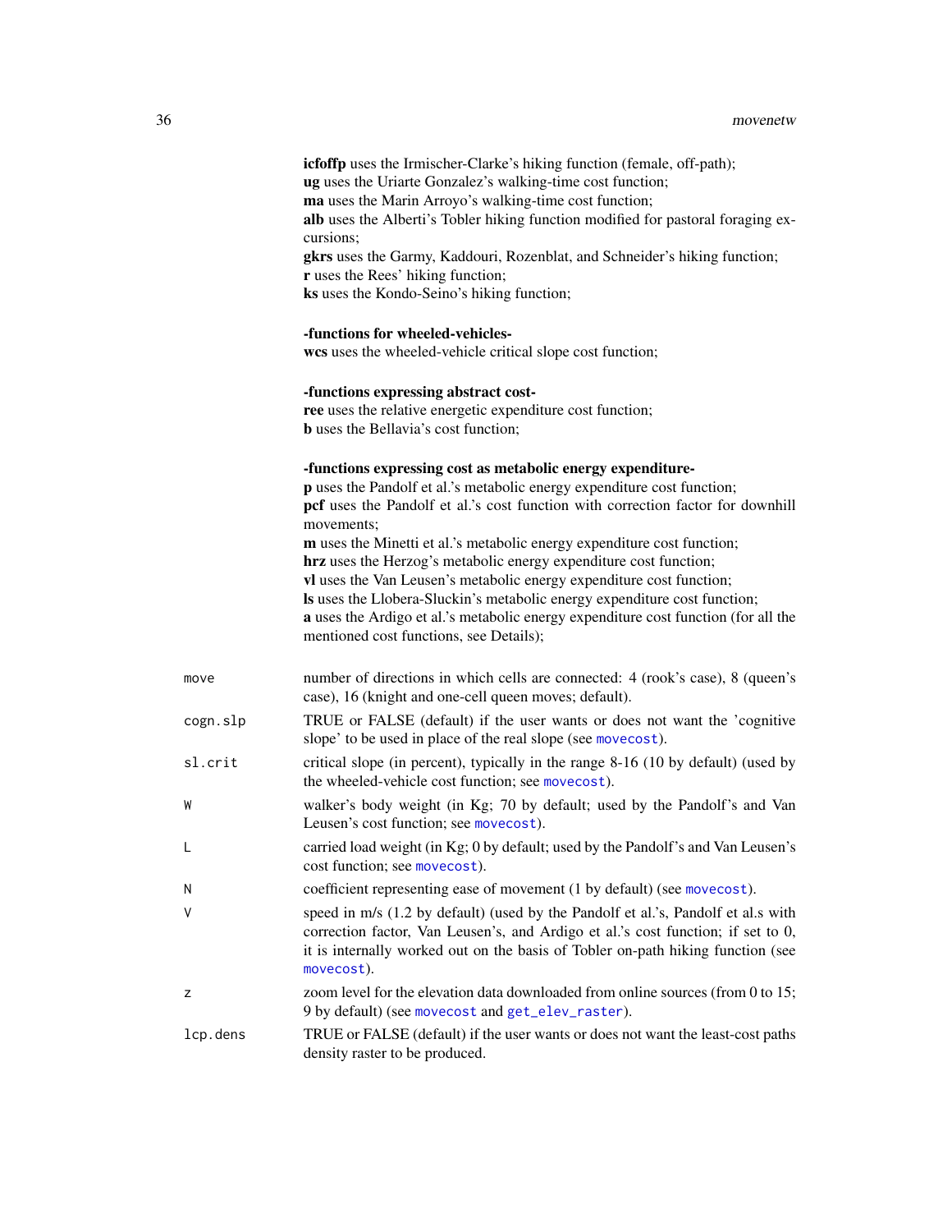**icfoffp** uses the Irmischer-Clarke's hiking function (female, off-path);
**ug** uses the Uriarte Gonzalez's walking-time cost function;
**ma** uses the Marin Arroyo's walking-time cost function;
**alb** uses the Alberti's Tobler hiking function modified for pastoral foraging excursions;
**gkrs** uses the Garmy, Kaddouri, Rozenblat, and Schneider's hiking function;
**r** uses the Rees' hiking function;
**ks** uses the Kondo-Seino's hiking function;

**-functions for wheeled-vehicles-**
**wcs** uses the wheeled-vehicle critical slope cost function;

**-functions expressing abstract cost-**
**ree** uses the relative energetic expenditure cost function;
**b** uses the Bellavia's cost function;

**-functions expressing cost as metabolic energy expenditure-**
**p** uses the Pandolf et al.'s metabolic energy expenditure cost function;
**pcf** uses the Pandolf et al.'s cost function with correction factor for downhill movements;
**m** uses the Minetti et al.'s metabolic energy expenditure cost function;
**hrz** uses the Herzog's metabolic energy expenditure cost function;
**vl** uses the Van Leusen's metabolic energy expenditure cost function;
**ls** uses the Llobera-Sluckin's metabolic energy expenditure cost function;
**a** uses the Ardigo et al.'s metabolic energy expenditure cost function (for all the mentioned cost functions, see Details);

| | |
|---|---|
| `move` | number of directions in which cells are connected: 4 (rook's case), 8 (queen's case), 16 (knight and one-cell queen moves; default). |
| `cogn.slp` | TRUE or FALSE (default) if the user wants or does not want the 'cognitive slope' to be used in place of the real slope (see `movecost`). |
| `sl.crit` | critical slope (in percent), typically in the range 8-16 (10 by default) (used by the wheeled-vehicle cost function; see `movecost`). |
| `W` | walker's body weight (in Kg; 70 by default; used by the Pandolf's and Van Leusen's cost function; see `movecost`). |
| `L` | carried load weight (in Kg; 0 by default; used by the Pandolf's and Van Leusen's cost function; see `movecost`). |
| `N` | coefficient representing ease of movement (1 by default) (see `movecost`). |
| `V` | speed in m/s (1.2 by default) (used by the Pandolf et al.'s, Pandolf et al.s with correction factor, Van Leusen's, and Ardigo et al.'s cost function; if set to 0, it is internally worked out on the basis of Tobler on-path hiking function (see `movecost`). |
| `z` | zoom level for the elevation data downloaded from online sources (from 0 to 15; 9 by default) (see `movecost` and `get_elev_raster`). |
| `lcp.dens` | TRUE or FALSE (default) if the user wants or does not want the least-cost paths density raster to be produced. |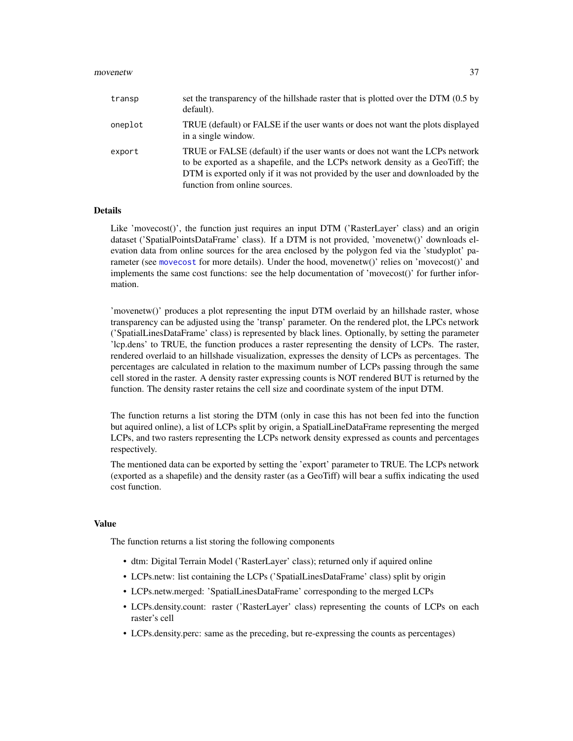| | |
|---|---|
| transp | set the transparency of the hillshade raster that is plotted over the DTM (0.5 by default). |
| oneplot | TRUE (default) or FALSE if the user wants or does not want the plots displayed in a single window. |
| export | TRUE or FALSE (default) if the user wants or does not want the LCPs network to be exported as a shapefile, and the LCPs network density as a GeoTiff; the DTM is exported only if it was not provided by the user and downloaded by the function from online sources. |

## Details

Like 'movecost()', the function just requires an input DTM ('RasterLayer' class) and an origin dataset ('SpatialPointsDataFrame' class). If a DTM is not provided, 'movenetw()' downloads elevation data from online sources for the area enclosed by the polygon fed via the 'studyplot' parameter (see movecost for more details). Under the hood, movenetw()' relies on 'movecost()' and implements the same cost functions: see the help documentation of 'movecost()' for further information.

'movenetw()' produces a plot representing the input DTM overlaid by an hillshade raster, whose transparency can be adjusted using the 'transp' parameter. On the rendered plot, the LPCs network ('SpatialLinesDataFrame' class) is represented by black lines. Optionally, by setting the parameter 'lcp.dens' to TRUE, the function produces a raster representing the density of LCPs. The raster, rendered overlaid to an hillshade visualization, expresses the density of LCPs as percentages. The percentages are calculated in relation to the maximum number of LCPs passing through the same cell stored in the raster. A density raster expressing counts is NOT rendered BUT is returned by the function. The density raster retains the cell size and coordinate system of the input DTM.

The function returns a list storing the DTM (only in case this has not been fed into the function but aquired online), a list of LCPs split by origin, a SpatialLineDataFrame representing the merged LCPs, and two rasters representing the LCPs network density expressed as counts and percentages respectively.

The mentioned data can be exported by setting the 'export' parameter to TRUE. The LCPs network (exported as a shapefile) and the density raster (as a GeoTiff) will bear a suffix indicating the used cost function.

## Value

The function returns a list storing the following components

- dtm: Digital Terrain Model ('RasterLayer' class); returned only if aquired online
- LCPs.netw: list containing the LCPs ('SpatialLinesDataFrame' class) split by origin
- LCPs.netw.merged: 'SpatialLinesDataFrame' corresponding to the merged LCPs
- LCPs.density.count: raster ('RasterLayer' class) representing the counts of LCPs on each raster's cell
- LCPs.density.perc: same as the preceding, but re-expressing the counts as percentages)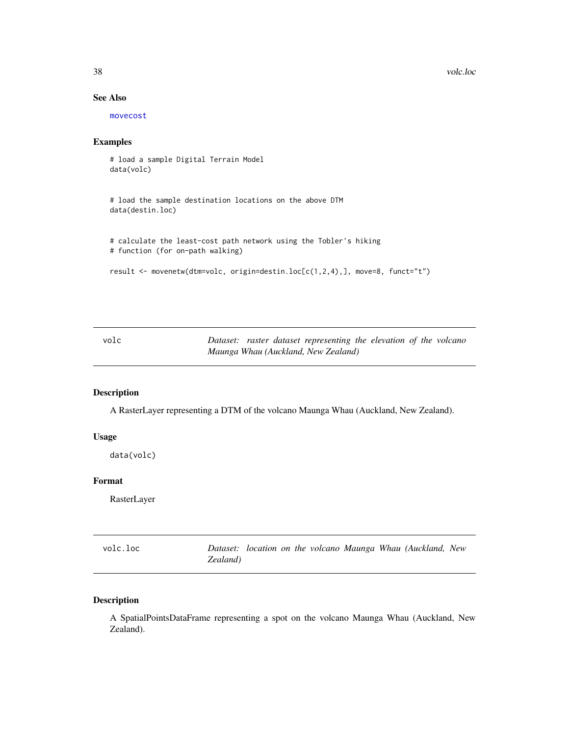## See Also

movecost

## Examples

```
# load a sample Digital Terrain Model
data(volc)


# load the sample destination locations on the above DTM
data(destin.loc)


# calculate the least-cost path network using the Tobler's hiking
# function (for on-path walking)

result <- movenetw(dtm=volc, origin=destin.loc[c(1,2,4),], move=8, funct="t")
```

---

# volc — *Dataset: raster dataset representing the elevation of the volcano Maunga Whau (Auckland, New Zealand)*

---

## Description

A RasterLayer representing a DTM of the volcano Maunga Whau (Auckland, New Zealand).

## Usage

```
data(volc)
```

## Format

RasterLayer

---

# volc.loc — *Dataset: location on the volcano Maunga Whau (Auckland, New Zealand)*

---

## Description

A SpatialPointsDataFrame representing a spot on the volcano Maunga Whau (Auckland, New Zealand).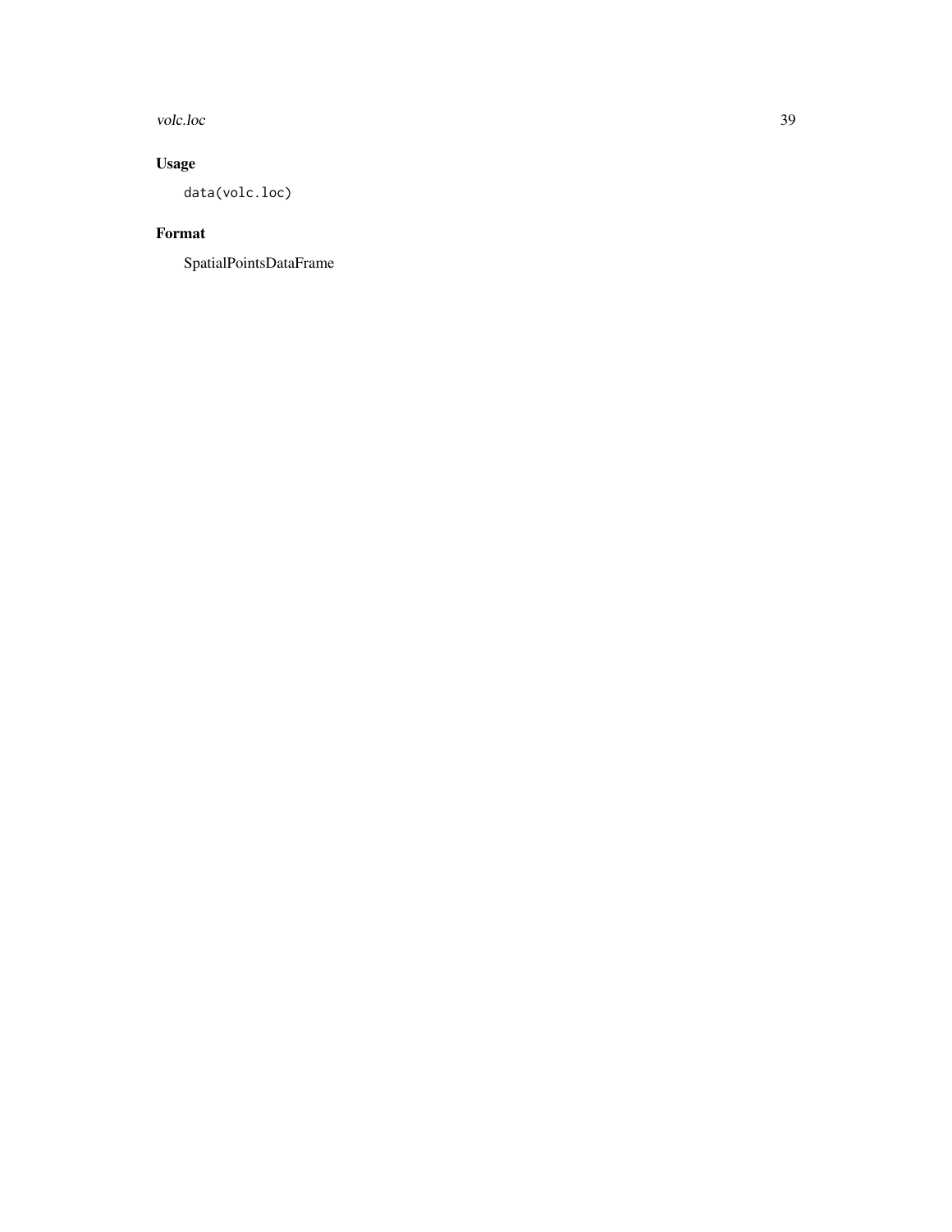## Usage

```
data(volc.loc)
```

## Format

SpatialPointsDataFrame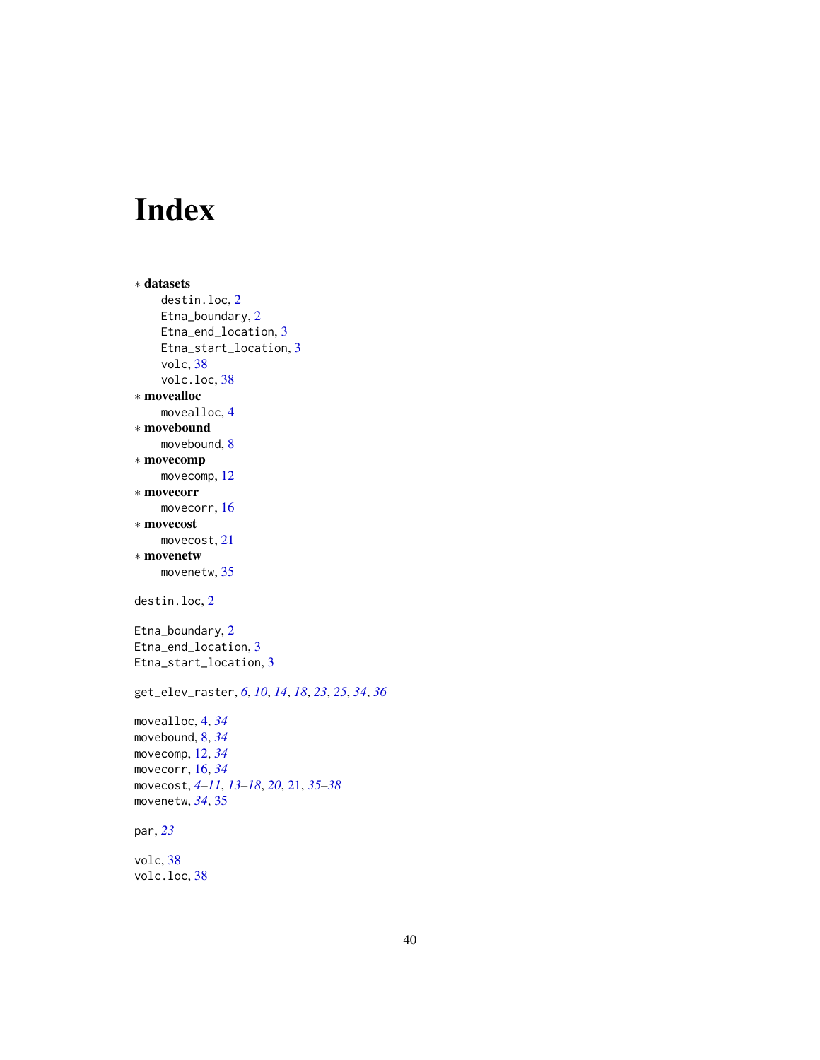# Index

∗ **datasets**
  destin.loc, 2
  Etna_boundary, 2
  Etna_end_location, 3
  Etna_start_location, 3
  volc, 38
  volc.loc, 38

∗ **movealloc**
  movealloc, 4

∗ **movebound**
  movebound, 8

∗ **movecomp**
  movecomp, 12

∗ **movecorr**
  movecorr, 16

∗ **movecost**
  movecost, 21

∗ **movenetw**
  movenetw, 35

destin.loc, 2

Etna_boundary, 2
Etna_end_location, 3
Etna_start_location, 3

get_elev_raster, *6*, *10*, *14*, *18*, *23*, *25*, *34*, *36*

movealloc, 4, *34*
movebound, 8, *34*
movecomp, 12, *34*
movecorr, 16, *34*
movecost, *4–11*, *13–18*, *20*, 21, *35–38*
movenetw, *34*, 35

par, *23*

volc, 38
volc.loc, 38